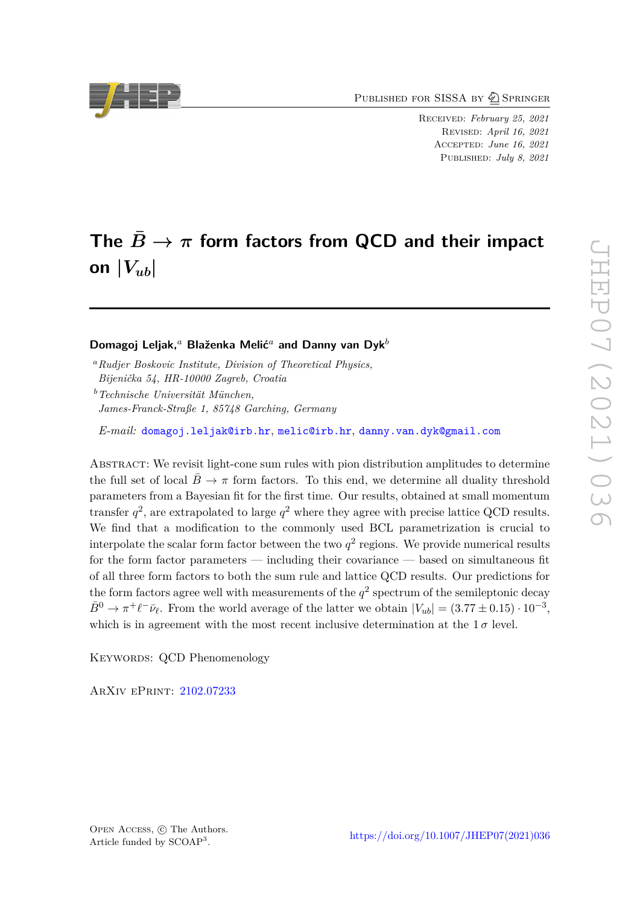Published for SISSA by Springer

Received: *February 25, 2021*
Revised: *April 16, 2021*
Accepted: *June 16, 2021*
Published: *July 8, 2021*

# The $\bar{B} \to \pi$ form factors from QCD and their impact on $|V_{ub}|$

**Domagoj Leljak,[a] Blaženka Melić[a] and Danny van Dyk[b]**

[a] *Rudjer Boskovic Institute, Division of Theoretical Physics, Bijenička 54, HR-10000 Zagreb, Croatia*

[b] *Technische Universität München, James-Franck-Straße 1, 85748 Garching, Germany*

*E-mail:* domagoj.leljak@irb.hr, melic@irb.hr, danny.van.dyk@gmail.com

Abstract: We revisit light-cone sum rules with pion distribution amplitudes to determine the full set of local $\bar{B} \to \pi$ form factors. To this end, we determine all duality threshold parameters from a Bayesian fit for the first time. Our results, obtained at small momentum transfer $q^2$, are extrapolated to large $q^2$ where they agree with precise lattice QCD results. We find that a modification to the commonly used BCL parametrization is crucial to interpolate the scalar form factor between the two $q^2$ regions. We provide numerical results for the form factor parameters — including their covariance — based on simultaneous fit of all three form factors to both the sum rule and lattice QCD results. Our predictions for the form factors agree well with measurements of the $q^2$ spectrum of the semileptonic decay $\bar{B}^0 \to \pi^+\ell^-\bar{\nu}_\ell$. From the world average of the latter we obtain $|V_{ub}| = (3.77 \pm 0.15) \cdot 10^{-3}$, which is in agreement with the most recent inclusive determination at the $1\,\sigma$ level.

Keywords: QCD Phenomenology

ArXiv ePrint: 2102.07233

Open Access, © The Authors.
Article funded by SCOAP[3].

https://doi.org/10.1007/JHEP07(2021)036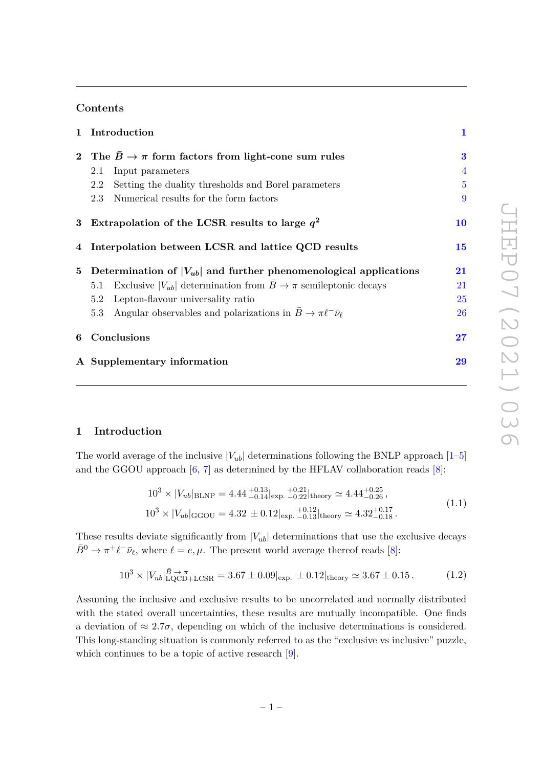## Contents

| | | |
|---|---|---|
| **1** | **Introduction** | **1** |
| **2** | **The $\bar{B} \to \pi$ form factors from light-cone sum rules** | **3** |
| | 2.1 Input parameters | 4 |
| | 2.2 Setting the duality thresholds and Borel parameters | 5 |
| | 2.3 Numerical results for the form factors | 9 |
| **3** | **Extrapolation of the LCSR results to large $q^2$** | **10** |
| **4** | **Interpolation between LCSR and lattice QCD results** | **15** |
| **5** | **Determination of $\|V_{ub}\|$ and further phenomenological applications** | **21** |
| | 5.1 Exclusive $\|V_{ub}\|$ determination from $\bar{B} \to \pi$ semileptonic decays | 21 |
| | 5.2 Lepton-flavour universality ratio | 25 |
| | 5.3 Angular observables and polarizations in $\bar{B} \to \pi \ell^- \bar{\nu}_\ell$ | 26 |
| **6** | **Conclusions** | **27** |
| **A** | **Supplementary information** | **29** |

# 1 Introduction

The world average of the inclusive $|V_{ub}|$ determinations following the BNLP approach [1–5] and the GGOU approach [6, 7] as determined by the HFLAV collaboration reads [8]:

$$
\begin{aligned}
10^3 \times |V_{ub}|_{\text{BLNP}} &= 4.44\,{}^{+0.13}_{-0.14}|_{\text{exp.}}\,{}^{+0.21}_{-0.22}|_{\text{theory}} \simeq 4.44^{+0.25}_{-0.26}\,,\\
10^3 \times |V_{ub}|_{\text{GGOU}} &= 4.32\,\pm 0.12|_{\text{exp.}}\,{}^{+0.12}_{-0.13}|_{\text{theory}} \simeq 4.32^{+0.17}_{-0.18}\,.
\end{aligned}
\tag{1.1}
$$

These results deviate significantly from $|V_{ub}|$ determinations that use the exclusive decays $\bar{B}^0 \to \pi^+ \ell^- \bar{\nu}_\ell$, where $\ell = e, \mu$. The present world average thereof reads [8]:

$$
10^3 \times |V_{ub}|^{\bar{B}\to\pi}_{\text{LQCD+LCSR}} = 3.67 \pm 0.09|_{\text{exp.}} \pm 0.12|_{\text{theory}} \simeq 3.67 \pm 0.15\,. \tag{1.2}
$$

Assuming the inclusive and exclusive results to be uncorrelated and normally distributed with the stated overall uncertainties, these results are mutually incompatible. One finds a deviation of $\approx 2.7\sigma$, depending on which of the inclusive determinations is considered. This long-standing situation is commonly referred to as the "exclusive vs inclusive" puzzle, which continues to be a topic of active research [9].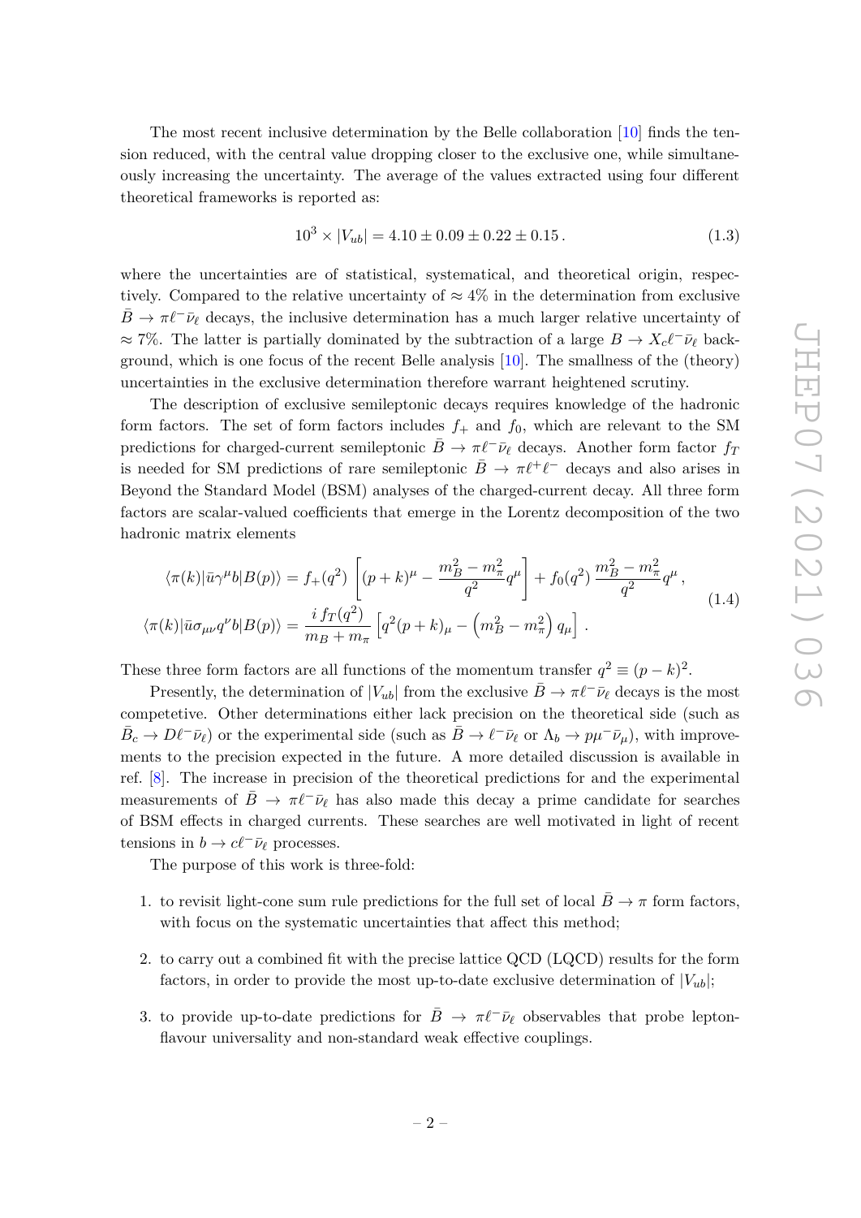The most recent inclusive determination by the Belle collaboration [10] finds the tension reduced, with the central value dropping closer to the exclusive one, while simultaneously increasing the uncertainty. The average of the values extracted using four different theoretical frameworks is reported as:

$$10^3 \times |V_{ub}| = 4.10 \pm 0.09 \pm 0.22 \pm 0.15\,. \tag{1.3}$$

where the uncertainties are of statistical, systematical, and theoretical origin, respectively. Compared to the relative uncertainty of $\approx 4\%$ in the determination from exclusive $\bar{B} \to \pi\ell^-\bar{\nu}_\ell$ decays, the inclusive determination has a much larger relative uncertainty of $\approx 7\%$. The latter is partially dominated by the subtraction of a large $B \to X_c\ell^-\bar{\nu}_\ell$ background, which is one focus of the recent Belle analysis [10]. The smallness of the (theory) uncertainties in the exclusive determination therefore warrant heightened scrutiny.

The description of exclusive semileptonic decays requires knowledge of the hadronic form factors. The set of form factors includes $f_+$ and $f_0$, which are relevant to the SM predictions for charged-current semileptonic $\bar{B} \to \pi\ell^-\bar{\nu}_\ell$ decays. Another form factor $f_T$ is needed for SM predictions of rare semileptonic $\bar{B} \to \pi\ell^+\ell^-$ decays and also arises in Beyond the Standard Model (BSM) analyses of the charged-current decay. All three form factors are scalar-valued coefficients that emerge in the Lorentz decomposition of the two hadronic matrix elements

$$\begin{aligned}
\langle\pi(k)|\bar{u}\gamma^\mu b|B(p)\rangle &= f_+(q^2)\left[(p+k)^\mu - \frac{m_B^2 - m_\pi^2}{q^2}q^\mu\right] + f_0(q^2)\,\frac{m_B^2 - m_\pi^2}{q^2}q^\mu\,, \\
\langle\pi(k)|\bar{u}\sigma_{\mu\nu}q^\nu b|B(p)\rangle &= \frac{i\,f_T(q^2)}{m_B + m_\pi}\left[q^2(p+k)_\mu - \left(m_B^2 - m_\pi^2\right)q_\mu\right]\,.
\end{aligned} \tag{1.4}$$

These three form factors are all functions of the momentum transfer $q^2 \equiv (p-k)^2$.

Presently, the determination of $|V_{ub}|$ from the exclusive $\bar{B} \to \pi\ell^-\bar{\nu}_\ell$ decays is the most competetive. Other determinations either lack precision on the theoretical side (such as $\bar{B}_c \to D\ell^-\bar{\nu}_\ell$) or the experimental side (such as $\bar{B} \to \ell^-\bar{\nu}_\ell$ or $\Lambda_b \to p\mu^-\bar{\nu}_\mu$), with improvements to the precision expected in the future. A more detailed discussion is available in ref. [8]. The increase in precision of the theoretical predictions for and the experimental measurements of $\bar{B} \to \pi\ell^-\bar{\nu}_\ell$ has also made this decay a prime candidate for searches of BSM effects in charged currents. These searches are well motivated in light of recent tensions in $b \to c\ell^-\bar{\nu}_\ell$ processes.

The purpose of this work is three-fold:

1. to revisit light-cone sum rule predictions for the full set of local $\bar{B} \to \pi$ form factors, with focus on the systematic uncertainties that affect this method;
2. to carry out a combined fit with the precise lattice QCD (LQCD) results for the form factors, in order to provide the most up-to-date exclusive determination of $|V_{ub}|$;
3. to provide up-to-date predictions for $\bar{B} \to \pi\ell^-\bar{\nu}_\ell$ observables that probe lepton-flavour universality and non-standard weak effective couplings.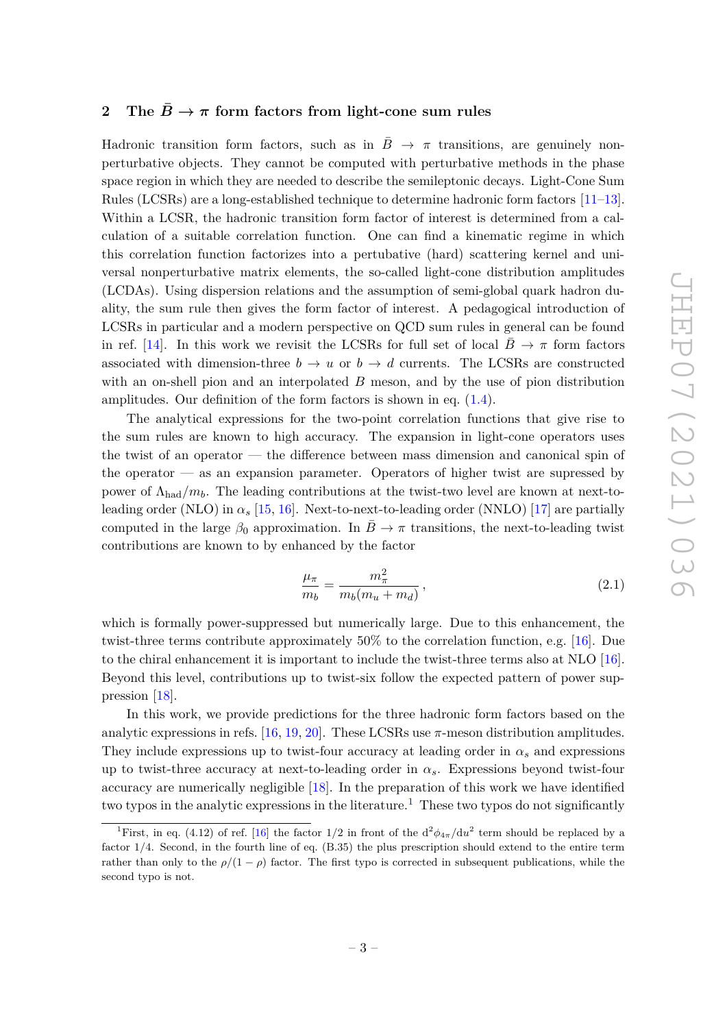## 2 The $\bar{B} \to \pi$ form factors from light-cone sum rules

Hadronic transition form factors, such as in $\bar{B} \to \pi$ transitions, are genuinely nonperturbative objects. They cannot be computed with perturbative methods in the phase space region in which they are needed to describe the semileptonic decays. Light-Cone Sum Rules (LCSRs) are a long-established technique to determine hadronic form factors [11–13]. Within a LCSR, the hadronic transition form factor of interest is determined from a calculation of a suitable correlation function. One can find a kinematic regime in which this correlation function factorizes into a pertubative (hard) scattering kernel and universal nonperturbative matrix elements, the so-called light-cone distribution amplitudes (LCDAs). Using dispersion relations and the assumption of semi-global quark hadron duality, the sum rule then gives the form factor of interest. A pedagogical introduction of LCSRs in particular and a modern perspective on QCD sum rules in general can be found in ref. [14]. In this work we revisit the LCSRs for full set of local $\bar{B} \to \pi$ form factors associated with dimension-three $b \to u$ or $b \to d$ currents. The LCSRs are constructed with an on-shell pion and an interpolated $B$ meson, and by the use of pion distribution amplitudes. Our definition of the form factors is shown in eq. (1.4).

The analytical expressions for the two-point correlation functions that give rise to the sum rules are known to high accuracy. The expansion in light-cone operators uses the twist of an operator — the difference between mass dimension and canonical spin of the operator — as an expansion parameter. Operators of higher twist are supressed by power of $\Lambda_{\text{had}}/m_b$. The leading contributions at the twist-two level are known at next-to-leading order (NLO) in $\alpha_s$ [15, 16]. Next-to-next-to-leading order (NNLO) [17] are partially computed in the large $\beta_0$ approximation. In $\bar{B} \to \pi$ transitions, the next-to-leading twist contributions are known to by enhanced by the factor

$$\frac{\mu_\pi}{m_b} = \frac{m_\pi^2}{m_b(m_u + m_d)}\,, \tag{2.1}$$

which is formally power-suppressed but numerically large. Due to this enhancement, the twist-three terms contribute approximately 50% to the correlation function, e.g. [16]. Due to the chiral enhancement it is important to include the twist-three terms also at NLO [16]. Beyond this level, contributions up to twist-six follow the expected pattern of power suppression [18].

In this work, we provide predictions for the three hadronic form factors based on the analytic expressions in refs. [16, 19, 20]. These LCSRs use $\pi$-meson distribution amplitudes. They include expressions up to twist-four accuracy at leading order in $\alpha_s$ and expressions up to twist-three accuracy at next-to-leading order in $\alpha_s$. Expressions beyond twist-four accuracy are numerically negligible [18]. In the preparation of this work we have identified two typos in the analytic expressions in the literature.[1] These two typos do not significantly

[1] First, in eq. (4.12) of ref. [16] the factor 1/2 in front of the $\mathrm{d}^2\phi_{4\pi}/\mathrm{d}u^2$ term should be replaced by a factor 1/4. Second, in the fourth line of eq. (B.35) the plus prescription should extend to the entire term rather than only to the $\rho/(1-\rho)$ factor. The first typo is corrected in subsequent publications, while the second typo is not.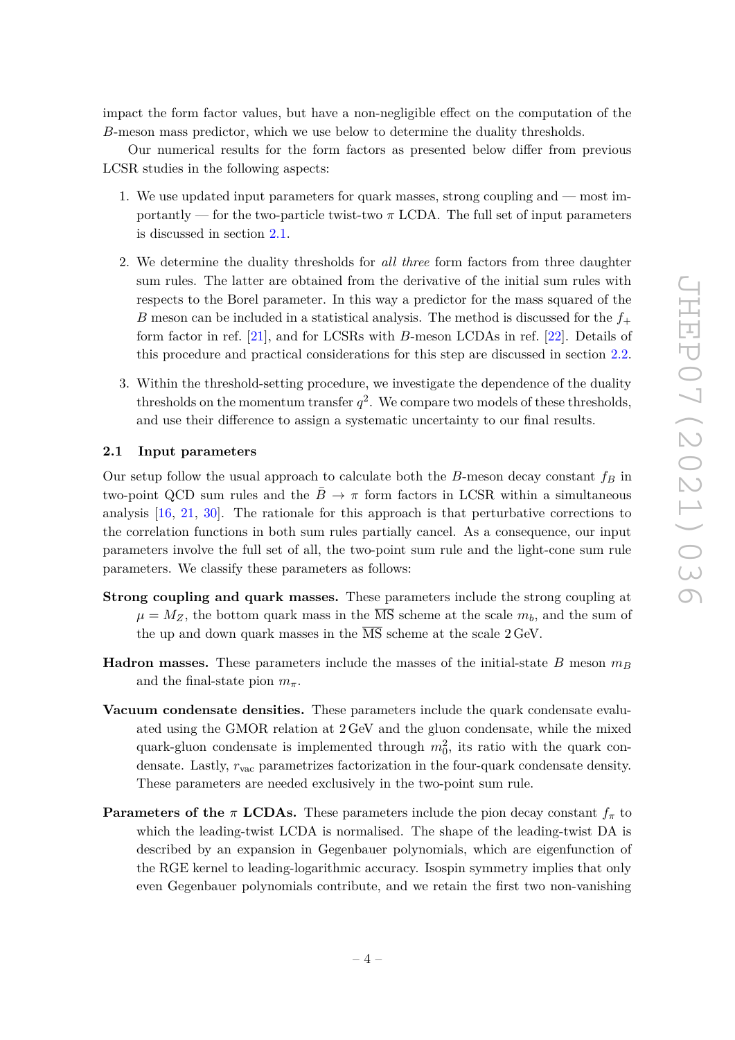impact the form factor values, but have a non-negligible effect on the computation of the $B$-meson mass predictor, which we use below to determine the duality thresholds.

Our numerical results for the form factors as presented below differ from previous LCSR studies in the following aspects:

1. We use updated input parameters for quark masses, strong coupling and — most importantly — for the two-particle twist-two $\pi$ LCDA. The full set of input parameters is discussed in section 2.1.

2. We determine the duality thresholds for *all three* form factors from three daughter sum rules. The latter are obtained from the derivative of the initial sum rules with respects to the Borel parameter. In this way a predictor for the mass squared of the $B$ meson can be included in a statistical analysis. The method is discussed for the $f_+$ form factor in ref. [21], and for LCSRs with $B$-meson LCDAs in ref. [22]. Details of this procedure and practical considerations for this step are discussed in section 2.2.

3. Within the threshold-setting procedure, we investigate the dependence of the duality thresholds on the momentum transfer $q^2$. We compare two models of these thresholds, and use their difference to assign a systematic uncertainty to our final results.

### 2.1 Input parameters

Our setup follow the usual approach to calculate both the $B$-meson decay constant $f_B$ in two-point QCD sum rules and the $\bar{B} \to \pi$ form factors in LCSR within a simultaneous analysis [16, 21, 30]. The rationale for this approach is that perturbative corrections to the correlation functions in both sum rules partially cancel. As a consequence, our input parameters involve the full set of all, the two-point sum rule and the light-cone sum rule parameters. We classify these parameters as follows:

**Strong coupling and quark masses.** These parameters include the strong coupling at $\mu = M_Z$, the bottom quark mass in the $\overline{\text{MS}}$ scheme at the scale $m_b$, and the sum of the up and down quark masses in the $\overline{\text{MS}}$ scheme at the scale 2 GeV.

**Hadron masses.** These parameters include the masses of the initial-state $B$ meson $m_B$ and the final-state pion $m_\pi$.

**Vacuum condensate densities.** These parameters include the quark condensate evaluated using the GMOR relation at 2 GeV and the gluon condensate, while the mixed quark-gluon condensate is implemented through $m_0^2$, its ratio with the quark condensate. Lastly, $r_{\text{vac}}$ parametrizes factorization in the four-quark condensate density. These parameters are needed exclusively in the two-point sum rule.

**Parameters of the $\pi$ LCDAs.** These parameters include the pion decay constant $f_\pi$ to which the leading-twist LCDA is normalised. The shape of the leading-twist DA is described by an expansion in Gegenbauer polynomials, which are eigenfunction of the RGE kernel to leading-logarithmic accuracy. Isospin symmetry implies that only even Gegenbauer polynomials contribute, and we retain the first two non-vanishing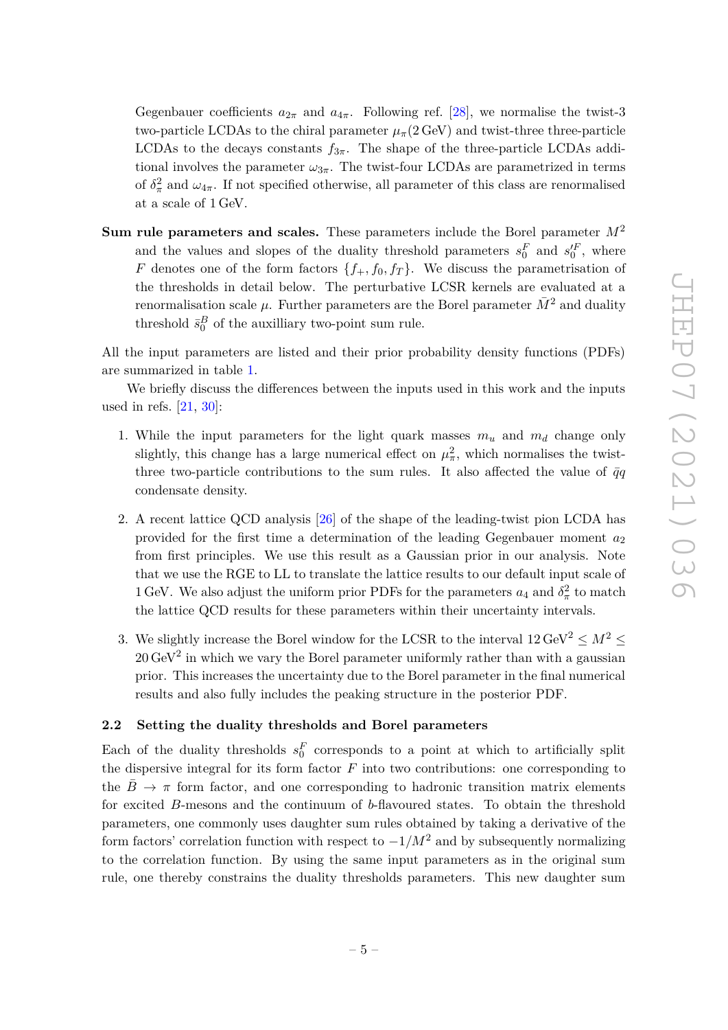Gegenbauer coefficients $a_{2\pi}$ and $a_{4\pi}$. Following ref. [28], we normalise the twist-3 two-particle LCDAs to the chiral parameter $\mu_\pi(2\,\text{GeV})$ and twist-three three-particle LCDAs to the decays constants $f_{3\pi}$. The shape of the three-particle LCDAs additional involves the parameter $\omega_{3\pi}$. The twist-four LCDAs are parametrized in terms of $\delta_\pi^2$ and $\omega_{4\pi}$. If not specified otherwise, all parameter of this class are renormalised at a scale of 1 GeV.

**Sum rule parameters and scales.** These parameters include the Borel parameter $M^2$ and the values and slopes of the duality threshold parameters $s_0^F$ and $s_0'^F$, where $F$ denotes one of the form factors $\{f_+, f_0, f_T\}$. We discuss the parametrisation of the thresholds in detail below. The perturbative LCSR kernels are evaluated at a renormalisation scale $\mu$. Further parameters are the Borel parameter $\bar{M}^2$ and duality threshold $\bar{s}_0^B$ of the auxilliary two-point sum rule.

All the input parameters are listed and their prior probability density functions (PDFs) are summarized in table 1.

We briefly discuss the differences between the inputs used in this work and the inputs used in refs. [21, 30]:

1. While the input parameters for the light quark masses $m_u$ and $m_d$ change only slightly, this change has a large numerical effect on $\mu_\pi^2$, which normalises the twist-three two-particle contributions to the sum rules. It also affected the value of $\bar{q}q$ condensate density.
2. A recent lattice QCD analysis [26] of the shape of the leading-twist pion LCDA has provided for the first time a determination of the leading Gegenbauer moment $a_2$ from first principles. We use this result as a Gaussian prior in our analysis. Note that we use the RGE to LL to translate the lattice results to our default input scale of 1 GeV. We also adjust the uniform prior PDFs for the parameters $a_4$ and $\delta_\pi^2$ to match the lattice QCD results for these parameters within their uncertainty intervals.
3. We slightly increase the Borel window for the LCSR to the interval $12\,\text{GeV}^2 \leq M^2 \leq 20\,\text{GeV}^2$ in which we vary the Borel parameter uniformly rather than with a gaussian prior. This increases the uncertainty due to the Borel parameter in the final numerical results and also fully includes the peaking structure in the posterior PDF.

### 2.2 Setting the duality thresholds and Borel parameters

Each of the duality thresholds $s_0^F$ corresponds to a point at which to artificially split the dispersive integral for its form factor $F$ into two contributions: one corresponding to the $\bar{B} \to \pi$ form factor, and one corresponding to hadronic transition matrix elements for excited $B$-mesons and the continuum of $b$-flavoured states. To obtain the threshold parameters, one commonly uses daughter sum rules obtained by taking a derivative of the form factors' correlation function with respect to $-1/M^2$ and by subsequently normalizing to the correlation function. By using the same input parameters as in the original sum rule, one thereby constrains the duality thresholds parameters. This new daughter sum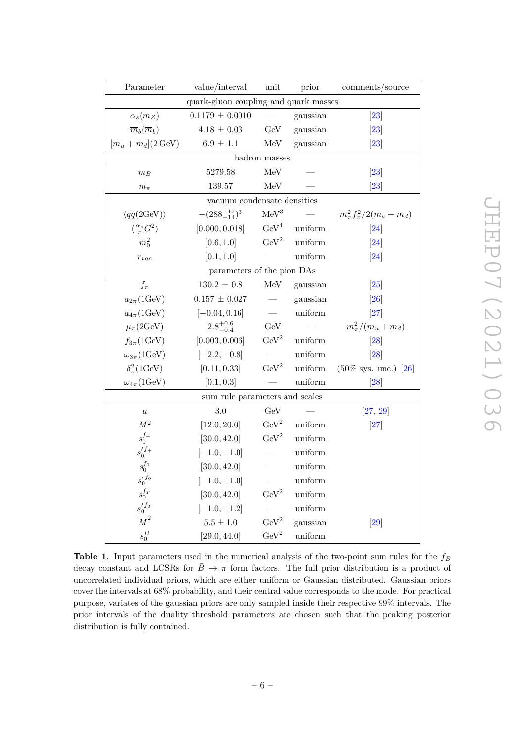| Parameter | value/interval | unit | prior | comments/source |
|---|---|---|---|---|
| quark-gluon coupling and quark masses | | | | |
| $\alpha_s(m_Z)$ | $0.1179 \pm 0.0010$ | — | gaussian | [23] |
| $\overline{m}_b(\overline{m}_b)$ | $4.18 \pm 0.03$ | GeV | gaussian | [23] |
| $[m_u + m_d](2\,\text{GeV})$ | $6.9 \pm 1.1$ | MeV | gaussian | [23] |
| hadron masses | | | | |
| $m_B$ | 5279.58 | MeV | — | [23] |
| $m_\pi$ | 139.57 | MeV | — | [23] |
| vacuum condensate densities | | | | |
| $\langle \bar{q}q(2\text{GeV})\rangle$ | $-(288^{+17}_{-14})^3$ | MeV$^3$ | — | $m_\pi^2 f_\pi^2/2(m_u + m_d)$ |
| $\langle \frac{\alpha_s}{\pi} G^2 \rangle$ | $[0.000, 0.018]$ | GeV$^4$ | uniform | [24] |
| $m_0^2$ | $[0.6, 1.0]$ | GeV$^2$ | uniform | [24] |
| $r_{vac}$ | $[0.1, 1.0]$ | — | uniform | [24] |
| parameters of the pion DAs | | | | |
| $f_\pi$ | $130.2 \pm 0.8$ | MeV | gaussian | [25] |
| $a_{2\pi}(1\text{GeV})$ | $0.157 \pm 0.027$ | — | gaussian | [26] |
| $a_{4\pi}(1\text{GeV})$ | $[-0.04, 0.16]$ | — | uniform | [27] |
| $\mu_\pi(2\text{GeV})$ | $2.8^{+0.6}_{-0.4}$ | GeV | — | $m_\pi^2/(m_u + m_d)$ |
| $f_{3\pi}(1\text{GeV})$ | $[0.003, 0.006]$ | GeV$^2$ | uniform | [28] |
| $\omega_{3\pi}(1\text{GeV})$ | $[-2.2, -0.8]$ | — | uniform | [28] |
| $\delta_\pi^2(1\text{GeV})$ | $[0.11, 0.33]$ | GeV$^2$ | uniform | (50% sys. unc.) [26] |
| $\omega_{4\pi}(1\text{GeV})$ | $[0.1, 0.3]$ | — | uniform | [28] |
| sum rule parameters and scales | | | | |
| $\mu$ | 3.0 | GeV | — | [27, 29] |
| $M^2$ | $[12.0, 20.0]$ | GeV$^2$ | uniform | [27] |
| $s_0^{f_+}$ | $[30.0, 42.0]$ | GeV$^2$ | uniform | |
| $s_0'^{f_+}$ | $[-1.0, +1.0]$ | — | uniform | |
| $s_0^{f_0}$ | $[30.0, 42.0]$ | — | uniform | |
| $s_0'^{f_0}$ | $[-1.0, +1.0]$ | — | uniform | |
| $s_0^{f_T}$ | $[30.0, 42.0]$ | GeV$^2$ | uniform | |
| $s_0'^{f_T}$ | $[-1.0, +1.2]$ | — | uniform | |
| $\overline{M}^2$ | $5.5 \pm 1.0$ | GeV$^2$ | gaussian | [29] |
| $\overline{s}_0^B$ | $[29.0, 44.0]$ | GeV$^2$ | uniform | |

**Table 1**. Input parameters used in the numerical analysis of the two-point sum rules for the $f_B$ decay constant and LCSRs for $\bar{B} \to \pi$ form factors. The full prior distribution is a product of uncorrelated individual priors, which are either uniform or Gaussian distributed. Gaussian priors cover the intervals at 68% probability, and their central value corresponds to the mode. For practical purpose, variates of the gaussian priors are only sampled inside their respective 99% intervals. The prior intervals of the duality threshold parameters are chosen such that the peaking posterior distribution is fully contained.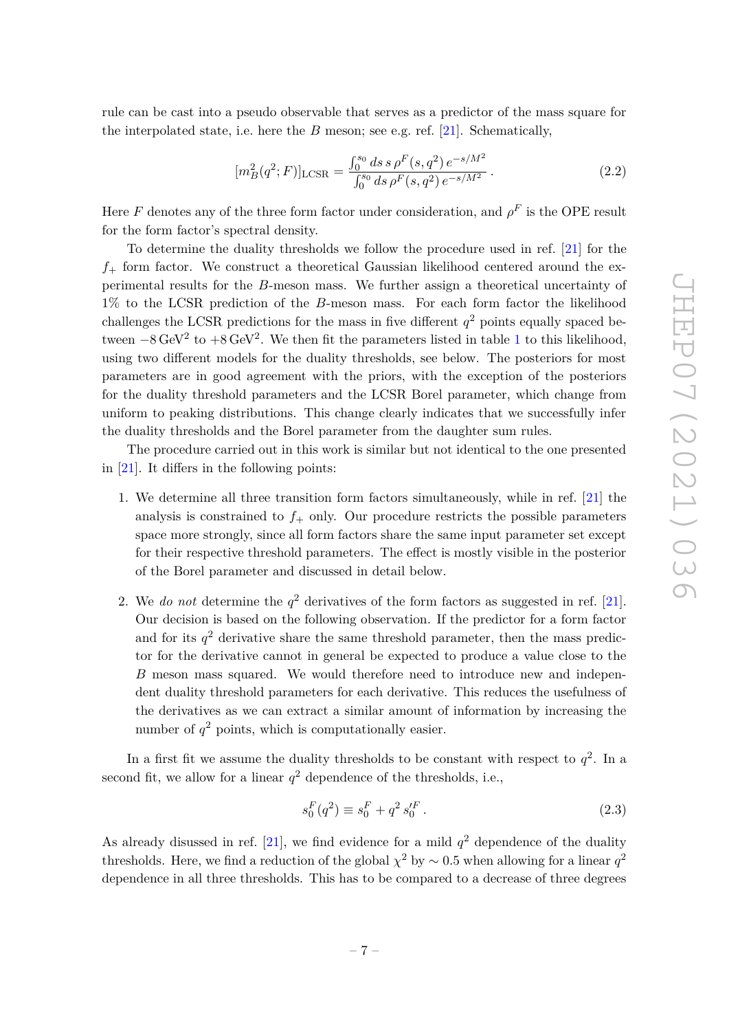rule can be cast into a pseudo observable that serves as a predictor of the mass square for the interpolated state, i.e. here the $B$ meson; see e.g. ref. [21]. Schematically,

$$[m_B^2(q^2;F)]_{\text{LCSR}} = \frac{\int_0^{s_0} ds\, s\, \rho^F(s,q^2)\, e^{-s/M^2}}{\int_0^{s_0} ds\, \rho^F(s,q^2)\, e^{-s/M^2}}\,. \tag{2.2}$$

Here $F$ denotes any of the three form factor under consideration, and $\rho^F$ is the OPE result for the form factor's spectral density.

To determine the duality thresholds we follow the procedure used in ref. [21] for the $f_+$ form factor. We construct a theoretical Gaussian likelihood centered around the experimental results for the $B$-meson mass. We further assign a theoretical uncertainty of 1% to the LCSR prediction of the $B$-meson mass. For each form factor the likelihood challenges the LCSR predictions for the mass in five different $q^2$ points equally spaced between $-8\,\text{GeV}^2$ to $+8\,\text{GeV}^2$. We then fit the parameters listed in table 1 to this likelihood, using two different models for the duality thresholds, see below. The posteriors for most parameters are in good agreement with the priors, with the exception of the posteriors for the duality threshold parameters and the LCSR Borel parameter, which change from uniform to peaking distributions. This change clearly indicates that we successfully infer the duality thresholds and the Borel parameter from the daughter sum rules.

The procedure carried out in this work is similar but not identical to the one presented in [21]. It differs in the following points:

1. We determine all three transition form factors simultaneously, while in ref. [21] the analysis is constrained to $f_+$ only. Our procedure restricts the possible parameters space more strongly, since all form factors share the same input parameter set except for their respective threshold parameters. The effect is mostly visible in the posterior of the Borel parameter and discussed in detail below.

2. We *do not* determine the $q^2$ derivatives of the form factors as suggested in ref. [21]. Our decision is based on the following observation. If the predictor for a form factor and for its $q^2$ derivative share the same threshold parameter, then the mass predictor for the derivative cannot in general be expected to produce a value close to the $B$ meson mass squared. We would therefore need to introduce new and independent duality threshold parameters for each derivative. This reduces the usefulness of the derivatives as we can extract a similar amount of information by increasing the number of $q^2$ points, which is computationally easier.

In a first fit we assume the duality thresholds to be constant with respect to $q^2$. In a second fit, we allow for a linear $q^2$ dependence of the thresholds, i.e.,

$$s_0^F(q^2) \equiv s_0^F + q^2\, s_0'^F\,. \tag{2.3}$$

As already disussed in ref. [21], we find evidence for a mild $q^2$ dependence of the duality thresholds. Here, we find a reduction of the global $\chi^2$ by $\sim 0.5$ when allowing for a linear $q^2$ dependence in all three thresholds. This has to be compared to a decrease of three degrees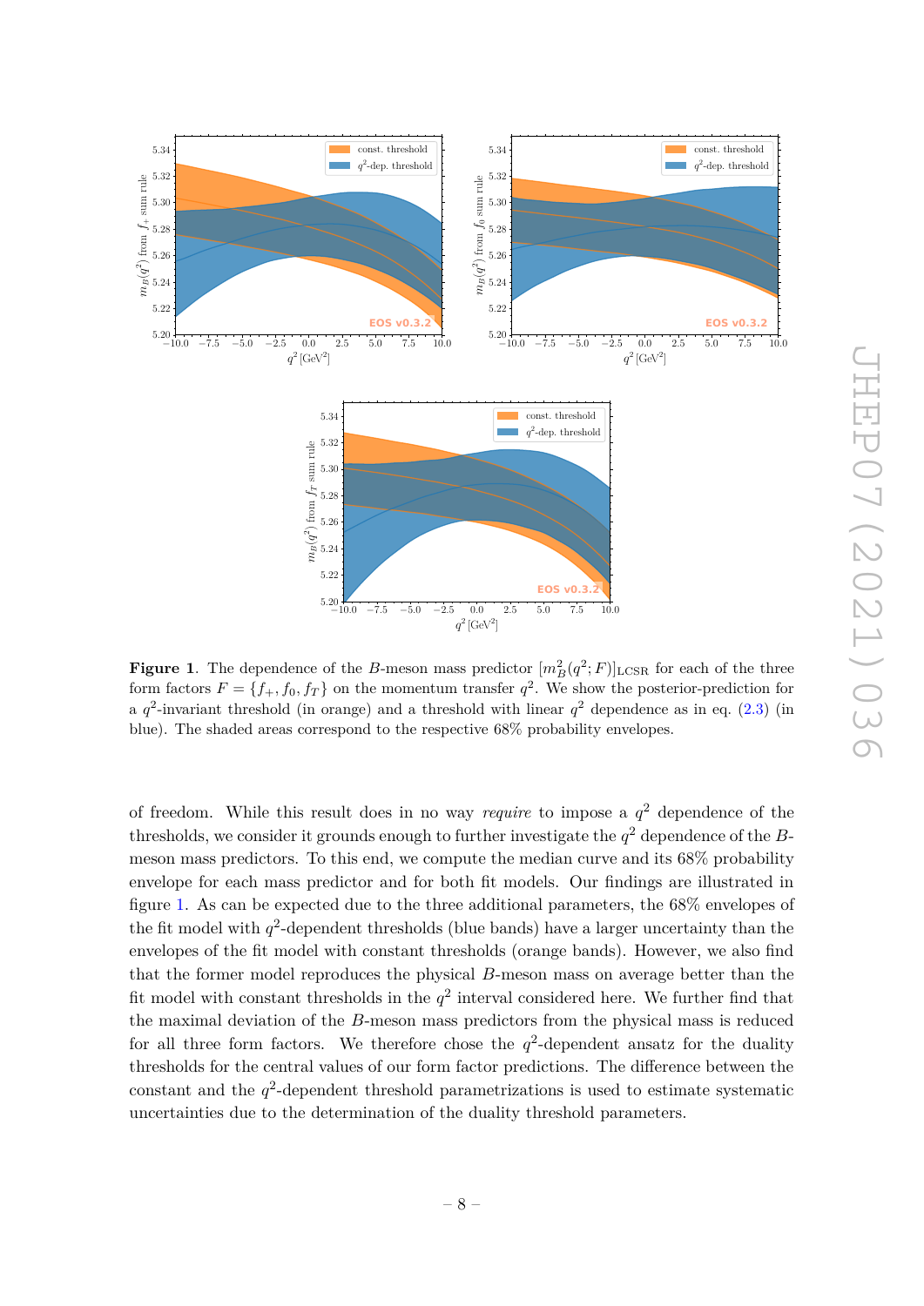**Figure 1**. The dependence of the $B$-meson mass predictor $[m_B^2(q^2; F)]_{\text{LCSR}}$ for each of the three form factors $F = \{f_+, f_0, f_T\}$ on the momentum transfer $q^2$. We show the posterior-prediction for a $q^2$-invariant threshold (in orange) and a threshold with linear $q^2$ dependence as in eq. (2.3) (in blue). The shaded areas correspond to the respective 68% probability envelopes.

of freedom. While this result does in no way *require* to impose a $q^2$ dependence of the thresholds, we consider it grounds enough to further investigate the $q^2$ dependence of the $B$-meson mass predictors. To this end, we compute the median curve and its 68% probability envelope for each mass predictor and for both fit models. Our findings are illustrated in figure 1. As can be expected due to the three additional parameters, the 68% envelopes of the fit model with $q^2$-dependent thresholds (blue bands) have a larger uncertainty than the envelopes of the fit model with constant thresholds (orange bands). However, we also find that the former model reproduces the physical $B$-meson mass on average better than the fit model with constant thresholds in the $q^2$ interval considered here. We further find that the maximal deviation of the $B$-meson mass predictors from the physical mass is reduced for all three form factors. We therefore chose the $q^2$-dependent ansatz for the duality thresholds for the central values of our form factor predictions. The difference between the constant and the $q^2$-dependent threshold parametrizations is used to estimate systematic uncertainties due to the determination of the duality threshold parameters.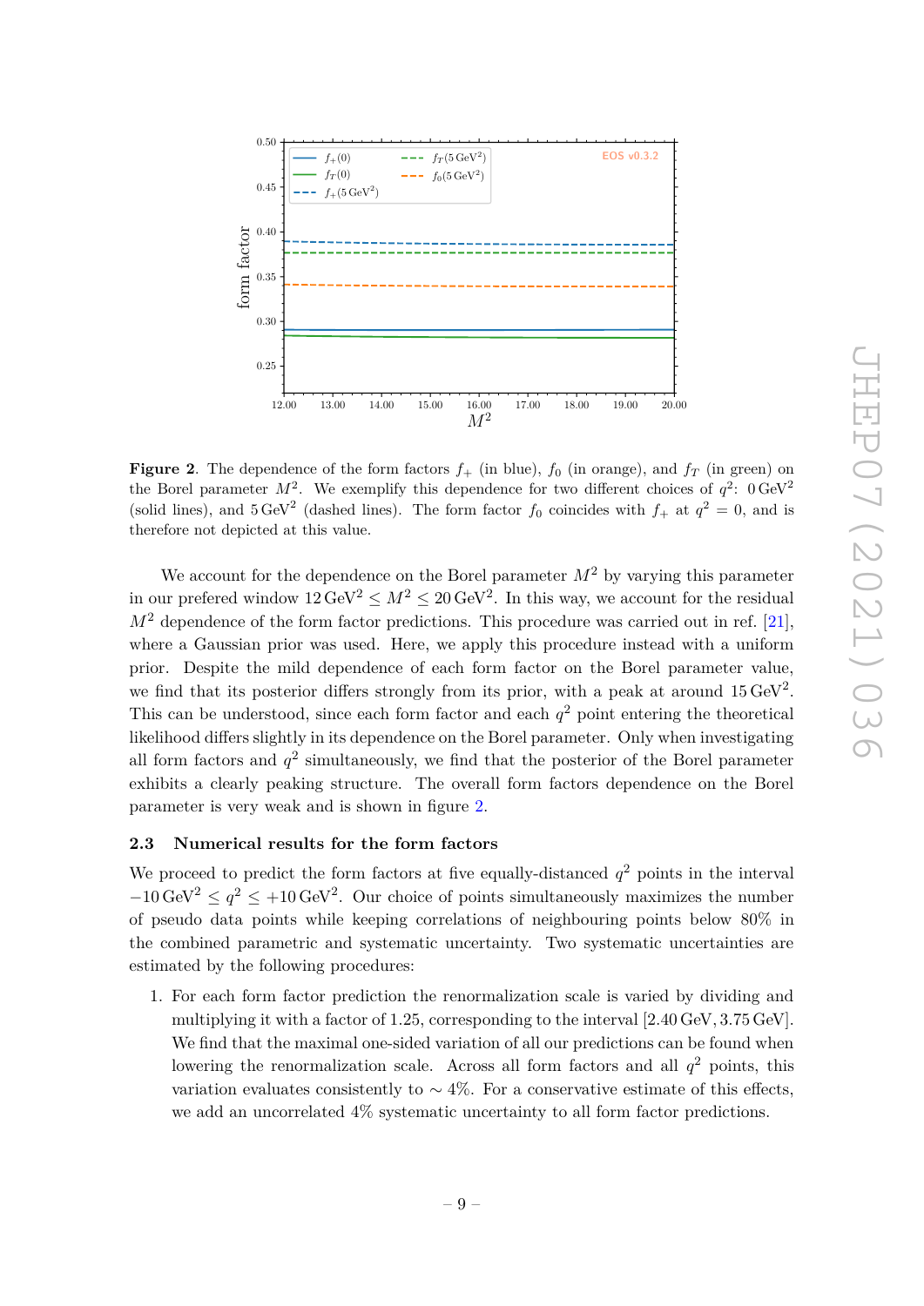**Figure 2**. The dependence of the form factors $f_+$ (in blue), $f_0$ (in orange), and $f_T$ (in green) on the Borel parameter $M^2$. We exemplify this dependence for two different choices of $q^2$: $0\,\mathrm{GeV}^2$ (solid lines), and $5\,\mathrm{GeV}^2$ (dashed lines). The form factor $f_0$ coincides with $f_+$ at $q^2 = 0$, and is therefore not depicted at this value.

We account for the dependence on the Borel parameter $M^2$ by varying this parameter in our prefered window $12\,\mathrm{GeV}^2 \leq M^2 \leq 20\,\mathrm{GeV}^2$. In this way, we account for the residual $M^2$ dependence of the form factor predictions. This procedure was carried out in ref. [21], where a Gaussian prior was used. Here, we apply this procedure instead with a uniform prior. Despite the mild dependence of each form factor on the Borel parameter value, we find that its posterior differs strongly from its prior, with a peak at around $15\,\mathrm{GeV}^2$. This can be understood, since each form factor and each $q^2$ point entering the theoretical likelihood differs slightly in its dependence on the Borel parameter. Only when investigating all form factors and $q^2$ simultaneously, we find that the posterior of the Borel parameter exhibits a clearly peaking structure. The overall form factors dependence on the Borel parameter is very weak and is shown in figure 2.

### 2.3 Numerical results for the form factors

We proceed to predict the form factors at five equally-distanced $q^2$ points in the interval $-10\,\mathrm{GeV}^2 \leq q^2 \leq +10\,\mathrm{GeV}^2$. Our choice of points simultaneously maximizes the number of pseudo data points while keeping correlations of neighbouring points below 80% in the combined parametric and systematic uncertainty. Two systematic uncertainties are estimated by the following procedures:

1. For each form factor prediction the renormalization scale is varied by dividing and multiplying it with a factor of 1.25, corresponding to the interval $[2.40\,\mathrm{GeV}, 3.75\,\mathrm{GeV}]$. We find that the maximal one-sided variation of all our predictions can be found when lowering the renormalization scale. Across all form factors and all $q^2$ points, this variation evaluates consistently to $\sim 4\%$. For a conservative estimate of this effects, we add an uncorrelated 4% systematic uncertainty to all form factor predictions.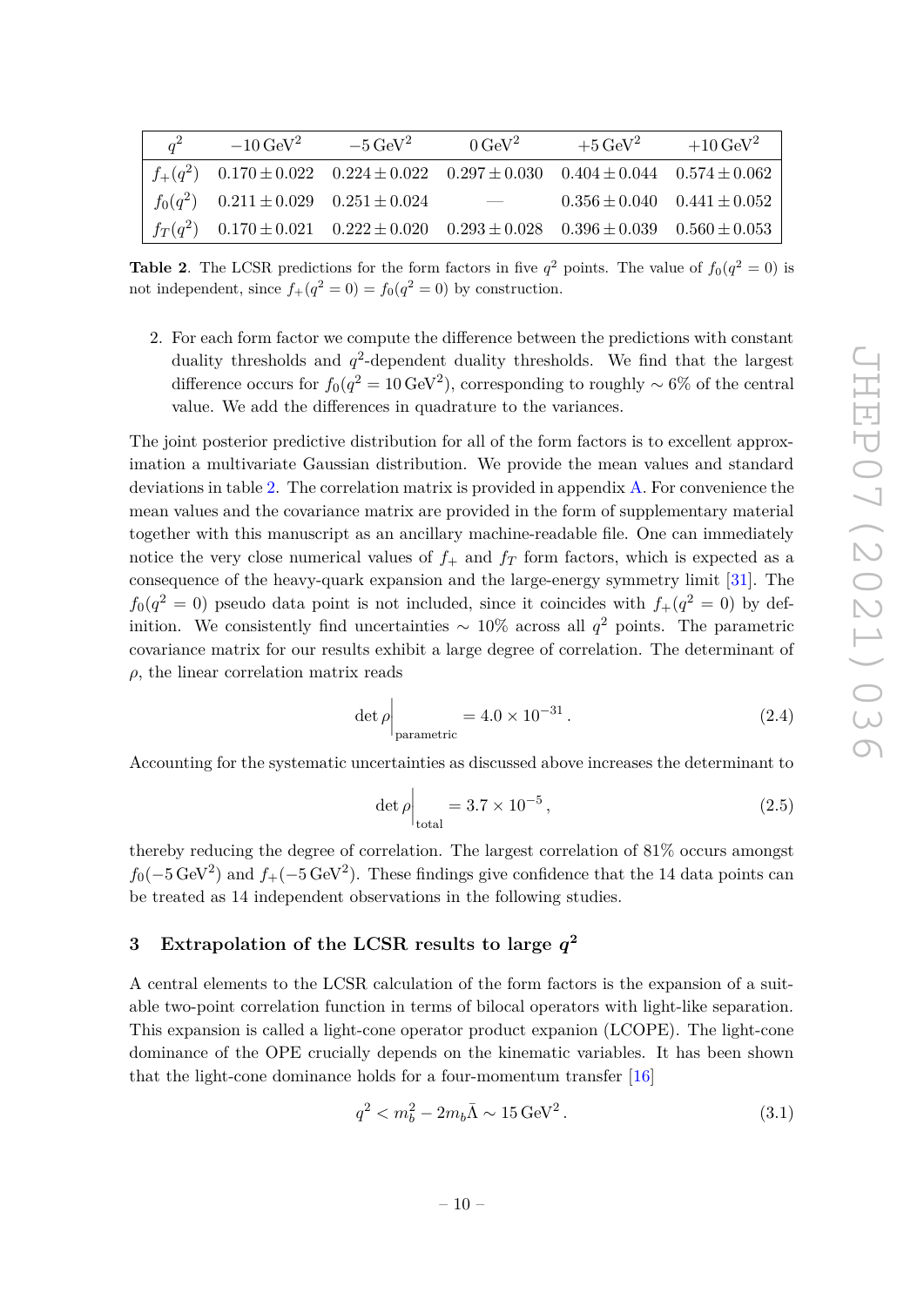| $q^2$ | $-10\,\mathrm{GeV}^2$ | $-5\,\mathrm{GeV}^2$ | $0\,\mathrm{GeV}^2$ | $+5\,\mathrm{GeV}^2$ | $+10\,\mathrm{GeV}^2$ |
|---|---|---|---|---|---|
| $f_+(q^2)$ | $0.170 \pm 0.022$ | $0.224 \pm 0.022$ | $0.297 \pm 0.030$ | $0.404 \pm 0.044$ | $0.574 \pm 0.062$ |
| $f_0(q^2)$ | $0.211 \pm 0.029$ | $0.251 \pm 0.024$ | — | $0.356 \pm 0.040$ | $0.441 \pm 0.052$ |
| $f_T(q^2)$ | $0.170 \pm 0.021$ | $0.222 \pm 0.020$ | $0.293 \pm 0.028$ | $0.396 \pm 0.039$ | $0.560 \pm 0.053$ |

**Table 2**. The LCSR predictions for the form factors in five $q^2$ points. The value of $f_0(q^2 = 0)$ is not independent, since $f_+(q^2 = 0) = f_0(q^2 = 0)$ by construction.

2. For each form factor we compute the difference between the predictions with constant duality thresholds and $q^2$-dependent duality thresholds. We find that the largest difference occurs for $f_0(q^2 = 10\,\mathrm{GeV}^2)$, corresponding to roughly $\sim 6\%$ of the central value. We add the differences in quadrature to the variances.

The joint posterior predictive distribution for all of the form factors is to excellent approximation a multivariate Gaussian distribution. We provide the mean values and standard deviations in table 2. The correlation matrix is provided in appendix A. For convenience the mean values and the covariance matrix are provided in the form of supplementary material together with this manuscript as an ancillary machine-readable file. One can immediately notice the very close numerical values of $f_+$ and $f_T$ form factors, which is expected as a consequence of the heavy-quark expansion and the large-energy symmetry limit [31]. The $f_0(q^2 = 0)$ pseudo data point is not included, since it coincides with $f_+(q^2 = 0)$ by definition. We consistently find uncertainties $\sim 10\%$ across all $q^2$ points. The parametric covariance matrix for our results exhibit a large degree of correlation. The determinant of $\rho$, the linear correlation matrix reads

$$\det \rho\Big|_{\text{parametric}} = 4.0 \times 10^{-31}\,. \tag{2.4}$$

Accounting for the systematic uncertainties as discussed above increases the determinant to

$$\det \rho\Big|_{\text{total}} = 3.7 \times 10^{-5}\,, \tag{2.5}$$

thereby reducing the degree of correlation. The largest correlation of 81% occurs amongst $f_0(-5\,\mathrm{GeV}^2)$ and $f_+(-5\,\mathrm{GeV}^2)$. These findings give confidence that the 14 data points can be treated as 14 independent observations in the following studies.

## 3 Extrapolation of the LCSR results to large $q^2$

A central elements to the LCSR calculation of the form factors is the expansion of a suitable two-point correlation function in terms of bilocal operators with light-like separation. This expansion is called a light-cone operator product expanion (LCOPE). The light-cone dominance of the OPE crucially depends on the kinematic variables. It has been shown that the light-cone dominance holds for a four-momentum transfer [16]

$$q^2 < m_b^2 - 2m_b\bar{\Lambda} \sim 15\,\mathrm{GeV}^2\,. \tag{3.1}$$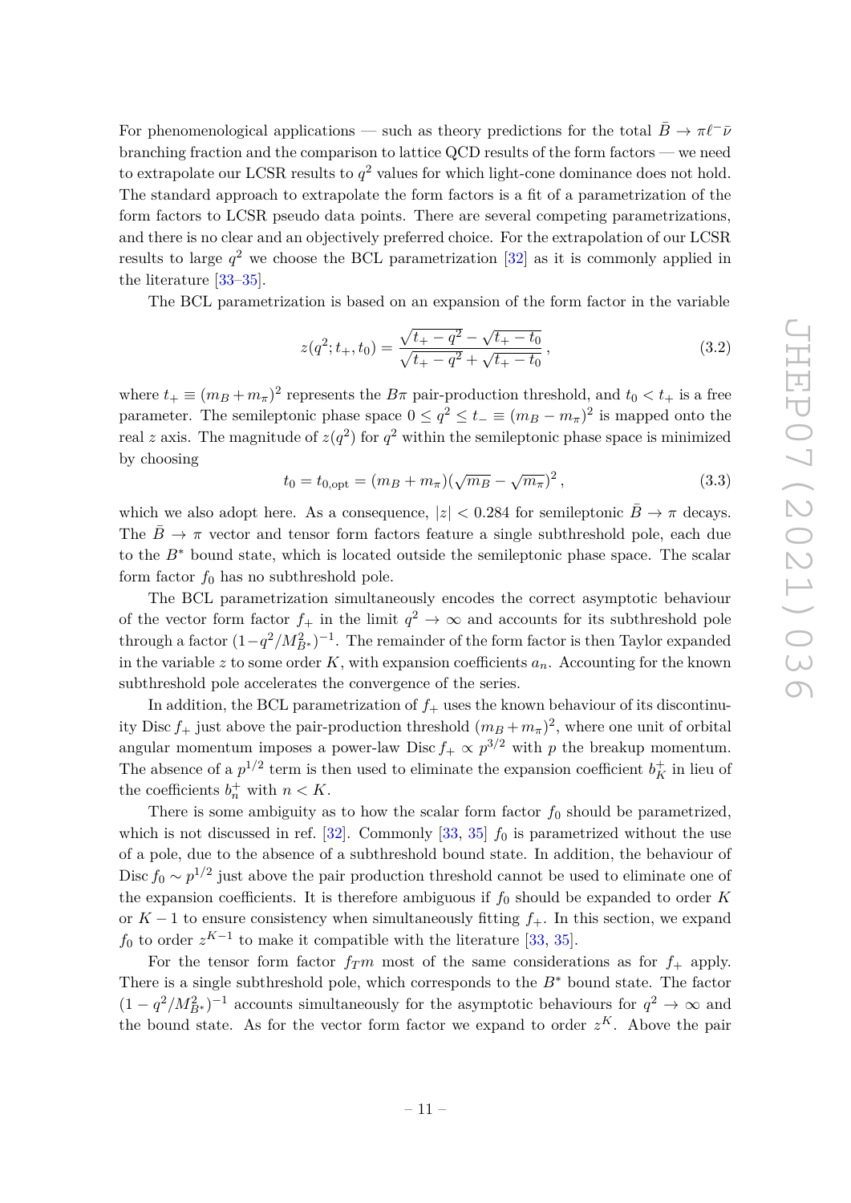For phenomenological applications — such as theory predictions for the total $\bar{B} \to \pi\ell^-\bar{\nu}$ branching fraction and the comparison to lattice QCD results of the form factors — we need to extrapolate our LCSR results to $q^2$ values for which light-cone dominance does not hold. The standard approach to extrapolate the form factors is a fit of a parametrization of the form factors to LCSR pseudo data points. There are several competing parametrizations, and there is no clear and an objectively preferred choice. For the extrapolation of our LCSR results to large $q^2$ we choose the BCL parametrization [32] as it is commonly applied in the literature [33–35].

The BCL parametrization is based on an expansion of the form factor in the variable

$$z(q^2; t_+, t_0) = \frac{\sqrt{t_+ - q^2} - \sqrt{t_+ - t_0}}{\sqrt{t_+ - q^2} + \sqrt{t_+ - t_0}}\,, \tag{3.2}$$

where $t_+ \equiv (m_B + m_\pi)^2$ represents the $B\pi$ pair-production threshold, and $t_0 < t_+$ is a free parameter. The semileptonic phase space $0 \leq q^2 \leq t_- \equiv (m_B - m_\pi)^2$ is mapped onto the real $z$ axis. The magnitude of $z(q^2)$ for $q^2$ within the semileptonic phase space is minimized by choosing

$$t_0 = t_{0,\text{opt}} = (m_B + m_\pi)(\sqrt{m_B} - \sqrt{m_\pi})^2\,, \tag{3.3}$$

which we also adopt here. As a consequence, $|z| < 0.284$ for semileptonic $\bar{B} \to \pi$ decays. The $\bar{B} \to \pi$ vector and tensor form factors feature a single subthreshold pole, each due to the $B^*$ bound state, which is located outside the semileptonic phase space. The scalar form factor $f_0$ has no subthreshold pole.

The BCL parametrization simultaneously encodes the correct asymptotic behaviour of the vector form factor $f_+$ in the limit $q^2 \to \infty$ and accounts for its subthreshold pole through a factor $(1 - q^2/M_{B^*}^2)^{-1}$. The remainder of the form factor is then Taylor expanded in the variable $z$ to some order $K$, with expansion coefficients $a_n$. Accounting for the known subthreshold pole accelerates the convergence of the series.

In addition, the BCL parametrization of $f_+$ uses the known behaviour of its discontinuity $\text{Disc}\, f_+$ just above the pair-production threshold $(m_B + m_\pi)^2$, where one unit of orbital angular momentum imposes a power-law $\text{Disc}\, f_+ \propto p^{3/2}$ with $p$ the breakup momentum. The absence of a $p^{1/2}$ term is then used to eliminate the expansion coefficient $b_K^+$ in lieu of the coefficients $b_n^+$ with $n < K$.

There is some ambiguity as to how the scalar form factor $f_0$ should be parametrized, which is not discussed in ref. [32]. Commonly [33, 35] $f_0$ is parametrized without the use of a pole, due to the absence of a subthreshold bound state. In addition, the behaviour of $\text{Disc}\, f_0 \sim p^{1/2}$ just above the pair production threshold cannot be used to eliminate one of the expansion coefficients. It is therefore ambiguous if $f_0$ should be expanded to order $K$ or $K - 1$ to ensure consistency when simultaneously fitting $f_+$. In this section, we expand $f_0$ to order $z^{K-1}$ to make it compatible with the literature [33, 35].

For the tensor form factor $f_Tm$ most of the same considerations as for $f_+$ apply. There is a single subthreshold pole, which corresponds to the $B^*$ bound state. The factor $(1 - q^2/M_{B^*}^2)^{-1}$ accounts simultaneously for the asymptotic behaviours for $q^2 \to \infty$ and the bound state. As for the vector form factor we expand to order $z^K$. Above the pair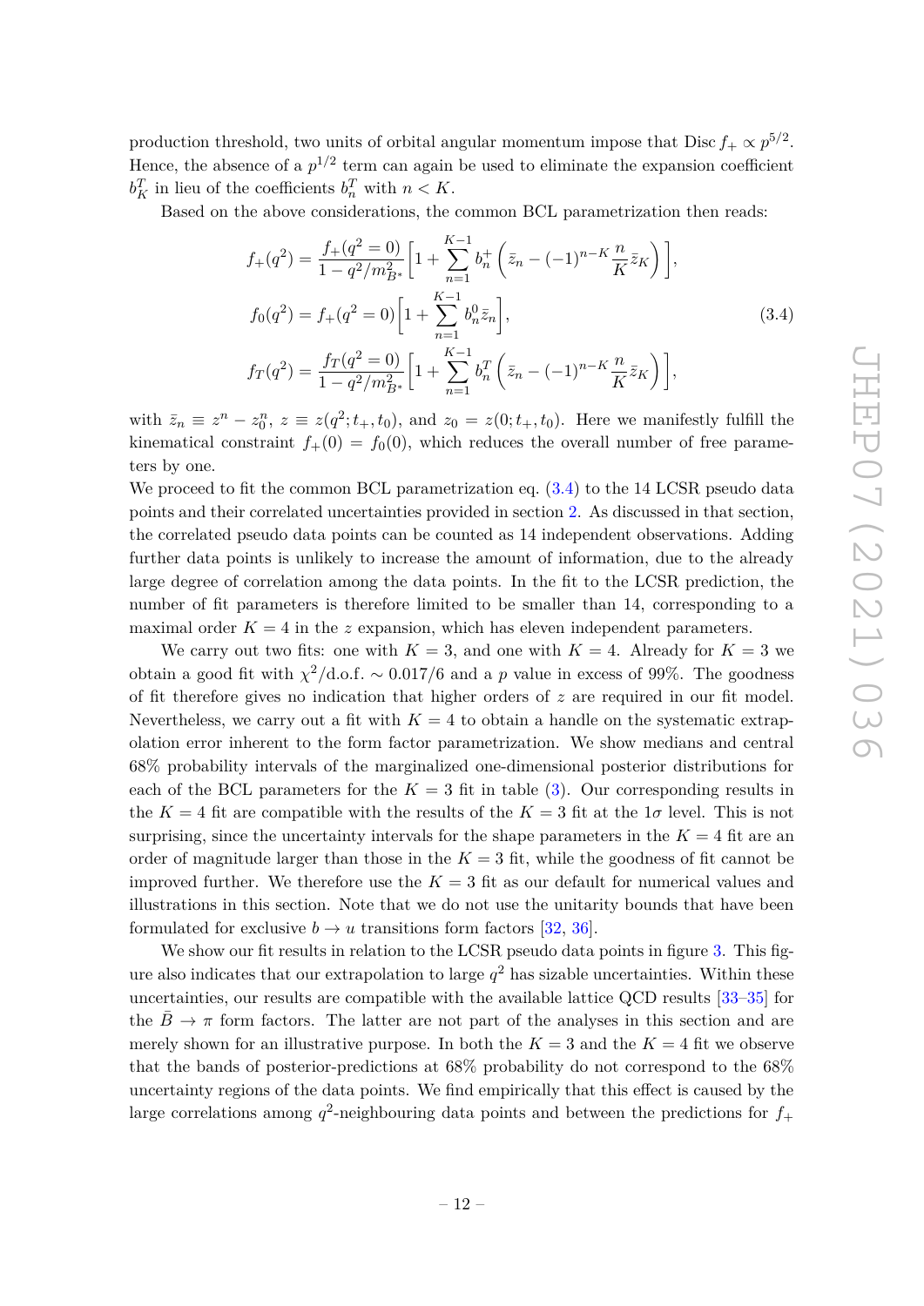production threshold, two units of orbital angular momentum impose that Disc $f_+ \propto p^{5/2}$. Hence, the absence of a $p^{1/2}$ term can again be used to eliminate the expansion coefficient $b_K^T$ in lieu of the coefficients $b_n^T$ with $n < K$.

Based on the above considerations, the common BCL parametrization then reads:

$$
\begin{aligned}
f_+(q^2) &= \frac{f_+(q^2=0)}{1-q^2/m_{B^*}^2}\left[1+\sum_{n=1}^{K-1} b_n^+\left(\bar{z}_n - (-1)^{n-K}\frac{n}{K}\bar{z}_K\right)\right],\\
f_0(q^2) &= f_+(q^2=0)\left[1+\sum_{n=1}^{K-1} b_n^0 \bar{z}_n\right],\\
f_T(q^2) &= \frac{f_T(q^2=0)}{1-q^2/m_{B^*}^2}\left[1+\sum_{n=1}^{K-1} b_n^T\left(\bar{z}_n - (-1)^{n-K}\frac{n}{K}\bar{z}_K\right)\right],
\end{aligned}
\tag{3.4}
$$

with $\bar{z}_n \equiv z^n - z_0^n$, $z \equiv z(q^2; t_+, t_0)$, and $z_0 = z(0; t_+, t_0)$. Here we manifestly fulfill the kinematical constraint $f_+(0) = f_0(0)$, which reduces the overall number of free parameters by one.

We proceed to fit the common BCL parametrization eq. (3.4) to the 14 LCSR pseudo data points and their correlated uncertainties provided in section 2. As discussed in that section, the correlated pseudo data points can be counted as 14 independent observations. Adding further data points is unlikely to increase the amount of information, due to the already large degree of correlation among the data points. In the fit to the LCSR prediction, the number of fit parameters is therefore limited to be smaller than 14, corresponding to a maximal order $K = 4$ in the $z$ expansion, which has eleven independent parameters.

We carry out two fits: one with $K = 3$, and one with $K = 4$. Already for $K = 3$ we obtain a good fit with $\chi^2/\text{d.o.f.} \sim 0.017/6$ and a $p$ value in excess of 99%. The goodness of fit therefore gives no indication that higher orders of $z$ are required in our fit model. Nevertheless, we carry out a fit with $K = 4$ to obtain a handle on the systematic extrapolation error inherent to the form factor parametrization. We show medians and central 68% probability intervals of the marginalized one-dimensional posterior distributions for each of the BCL parameters for the $K = 3$ fit in table (3). Our corresponding results in the $K = 4$ fit are compatible with the results of the $K = 3$ fit at the $1\sigma$ level. This is not surprising, since the uncertainty intervals for the shape parameters in the $K = 4$ fit are an order of magnitude larger than those in the $K = 3$ fit, while the goodness of fit cannot be improved further. We therefore use the $K = 3$ fit as our default for numerical values and illustrations in this section. Note that we do not use the unitarity bounds that have been formulated for exclusive $b \to u$ transitions form factors [32, 36].

We show our fit results in relation to the LCSR pseudo data points in figure 3. This figure also indicates that our extrapolation to large $q^2$ has sizable uncertainties. Within these uncertainties, our results are compatible with the available lattice QCD results [33–35] for the $\bar{B} \to \pi$ form factors. The latter are not part of the analyses in this section and are merely shown for an illustrative purpose. In both the $K = 3$ and the $K = 4$ fit we observe that the bands of posterior-predictions at 68% probability do not correspond to the 68% uncertainty regions of the data points. We find empirically that this effect is caused by the large correlations among $q^2$-neighbouring data points and between the predictions for $f_+$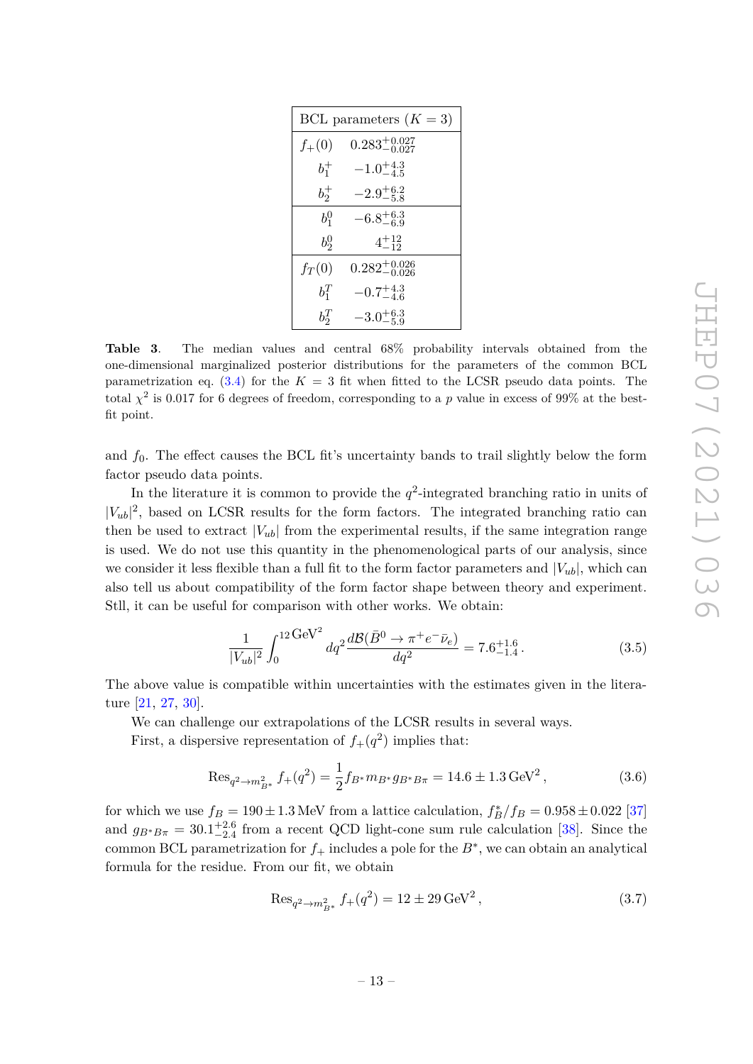| BCL parameters ($K=3$) | |
|---|---|
| $f_+(0)$ | $0.283^{+0.027}_{-0.027}$ |
| $b_1^+$ | $-1.0^{+4.3}_{-4.5}$ |
| $b_2^+$ | $-2.9^{+6.2}_{-5.8}$ |
| $b_1^0$ | $-6.8^{+6.3}_{-6.9}$ |
| $b_2^0$ | $4^{+12}_{-12}$ |
| $f_T(0)$ | $0.282^{+0.026}_{-0.026}$ |
| $b_1^T$ | $-0.7^{+4.3}_{-4.6}$ |
| $b_2^T$ | $-3.0^{+6.3}_{-5.9}$ |

**Table 3**. The median values and central 68% probability intervals obtained from the one-dimensional marginalized posterior distributions for the parameters of the common BCL parametrization eq. (3.4) for the $K=3$ fit when fitted to the LCSR pseudo data points. The total $\chi^2$ is 0.017 for 6 degrees of freedom, corresponding to a $p$ value in excess of 99% at the best-fit point.

and $f_0$. The effect causes the BCL fit's uncertainty bands to trail slightly below the form factor pseudo data points.

In the literature it is common to provide the $q^2$-integrated branching ratio in units of $|V_{ub}|^2$, based on LCSR results for the form factors. The integrated branching ratio can then be used to extract $|V_{ub}|$ from the experimental results, if the same integration range is used. We do not use this quantity in the phenomenological parts of our analysis, since we consider it less flexible than a full fit to the form factor parameters and $|V_{ub}|$, which can also tell us about compatibility of the form factor shape between theory and experiment. Stll, it can be useful for comparison with other works. We obtain:

$$\frac{1}{|V_{ub}|^2}\int_0^{12\,\mathrm{GeV}^2} dq^2 \frac{d\mathcal{B}(\bar{B}^0\to\pi^+e^-\bar{\nu}_e)}{dq^2} = 7.6^{+1.6}_{-1.4}\,. \tag{3.5}$$

The above value is compatible within uncertainties with the estimates given in the literature [21, 27, 30].

We can challenge our extrapolations of the LCSR results in several ways.

First, a dispersive representation of $f_+(q^2)$ implies that:

$$\mathrm{Res}_{q^2\to m_{B^*}^2}\, f_+(q^2) = \frac{1}{2} f_{B^*} m_{B^*} g_{B^*B\pi} = 14.6\pm 1.3\,\mathrm{GeV}^2\,, \tag{3.6}$$

for which we use $f_B = 190\pm 1.3\,\mathrm{MeV}$ from a lattice calculation, $f_B^*/f_B = 0.958\pm 0.022$ [37] and $g_{B^*B\pi} = 30.1^{+2.6}_{-2.4}$ from a recent QCD light-cone sum rule calculation [38]. Since the common BCL parametrization for $f_+$ includes a pole for the $B^*$, we can obtain an analytical formula for the residue. From our fit, we obtain

$$\mathrm{Res}_{q^2\to m_{B^*}^2}\, f_+(q^2) = 12\pm 29\,\mathrm{GeV}^2\,, \tag{3.7}$$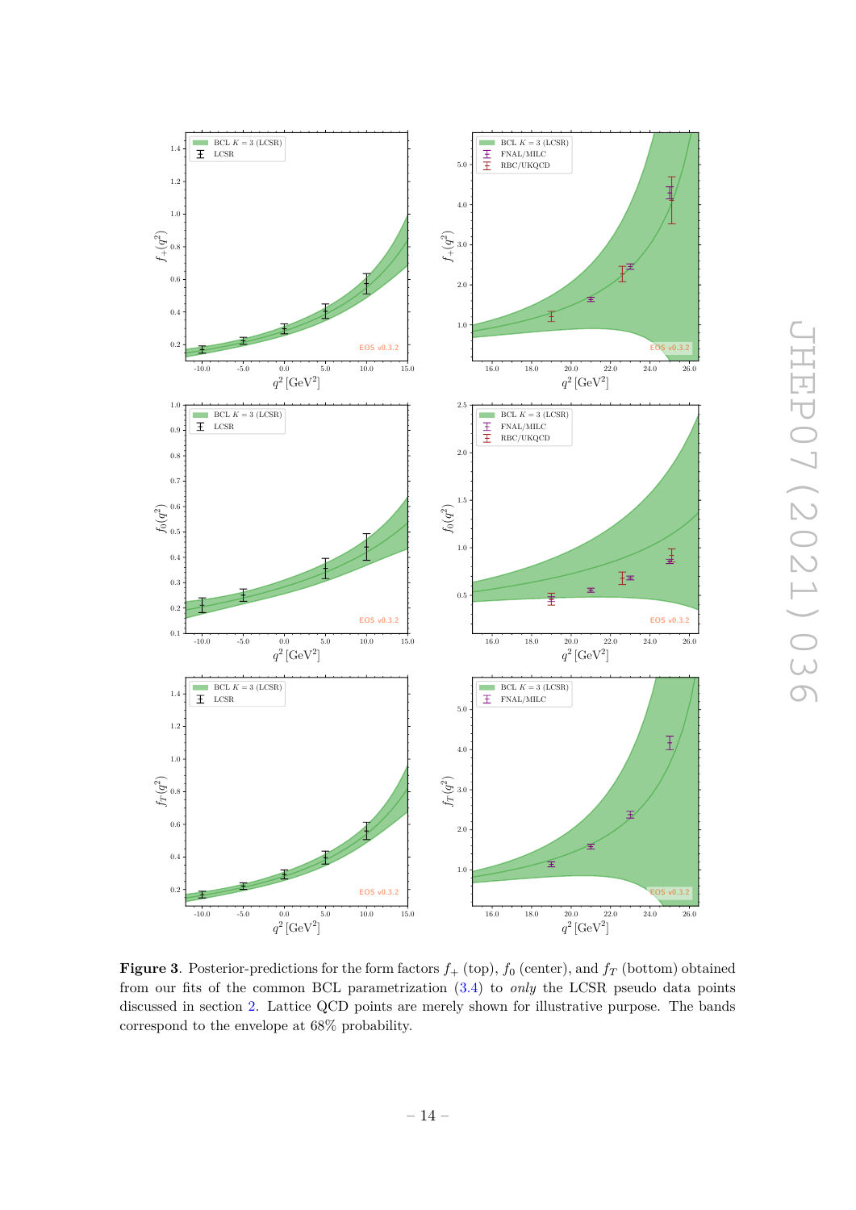**Figure 3**. Posterior-predictions for the form factors $f_+$ (top), $f_0$ (center), and $f_T$ (bottom) obtained from our fits of the common BCL parametrization (3.4) to *only* the LCSR pseudo data points discussed in section 2. Lattice QCD points are merely shown for illustrative purpose. The bands correspond to the envelope at 68% probability.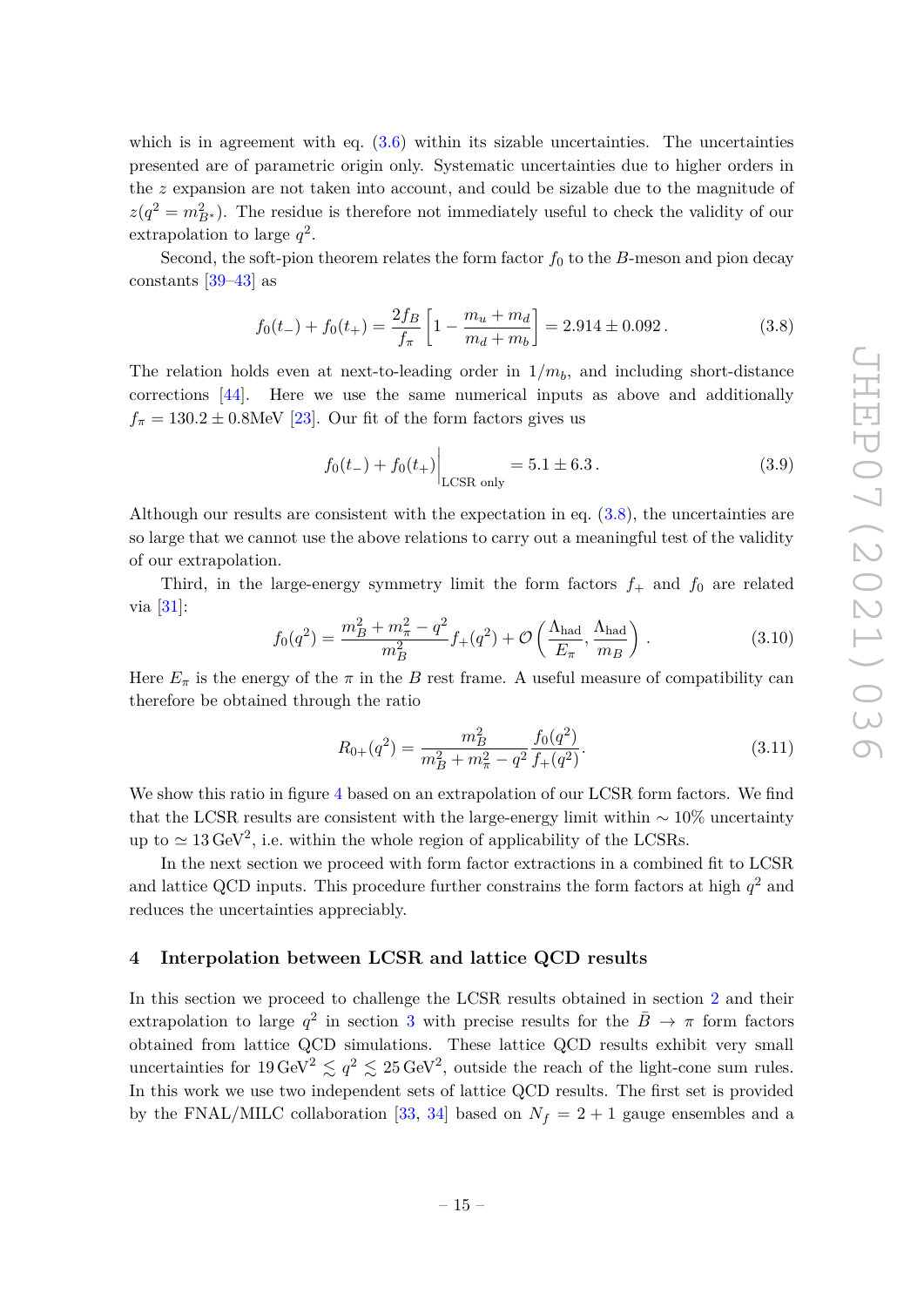which is in agreement with eq. (3.6) within its sizable uncertainties. The uncertainties presented are of parametric origin only. Systematic uncertainties due to higher orders in the $z$ expansion are not taken into account, and could be sizable due to the magnitude of $z(q^2 = m_{B^*}^2)$. The residue is therefore not immediately useful to check the validity of our extrapolation to large $q^2$.

Second, the soft-pion theorem relates the form factor $f_0$ to the $B$-meson and pion decay constants [39–43] as

$$f_0(t_-) + f_0(t_+) = \frac{2f_B}{f_\pi}\left[1 - \frac{m_u + m_d}{m_d + m_b}\right] = 2.914 \pm 0.092\,. \tag{3.8}$$

The relation holds even at next-to-leading order in $1/m_b$, and including short-distance corrections [44]. Here we use the same numerical inputs as above and additionally $f_\pi = 130.2 \pm 0.8\text{MeV}$ [23]. Our fit of the form factors gives us

$$f_0(t_-) + f_0(t_+)\Big|_{\text{LCSR only}} = 5.1 \pm 6.3\,. \tag{3.9}$$

Although our results are consistent with the expectation in eq. (3.8), the uncertainties are so large that we cannot use the above relations to carry out a meaningful test of the validity of our extrapolation.

Third, in the large-energy symmetry limit the form factors $f_+$ and $f_0$ are related via [31]:

$$f_0(q^2) = \frac{m_B^2 + m_\pi^2 - q^2}{m_B^2} f_+(q^2) + \mathcal{O}\left(\frac{\Lambda_{\text{had}}}{E_\pi}, \frac{\Lambda_{\text{had}}}{m_B}\right)\,. \tag{3.10}$$

Here $E_\pi$ is the energy of the $\pi$ in the $B$ rest frame. A useful measure of compatibility can therefore be obtained through the ratio

$$R_{0+}(q^2) = \frac{m_B^2}{m_B^2 + m_\pi^2 - q^2}\frac{f_0(q^2)}{f_+(q^2)}. \tag{3.11}$$

We show this ratio in figure 4 based on an extrapolation of our LCSR form factors. We find that the LCSR results are consistent with the large-energy limit within $\sim 10\%$ uncertainty up to $\simeq 13\,\text{GeV}^2$, i.e. within the whole region of applicability of the LCSRs.

In the next section we proceed with form factor extractions in a combined fit to LCSR and lattice QCD inputs. This procedure further constrains the form factors at high $q^2$ and reduces the uncertainties appreciably.

## 4 Interpolation between LCSR and lattice QCD results

In this section we proceed to challenge the LCSR results obtained in section 2 and their extrapolation to large $q^2$ in section 3 with precise results for the $\bar{B} \to \pi$ form factors obtained from lattice QCD simulations. These lattice QCD results exhibit very small uncertainties for $19\,\text{GeV}^2 \lesssim q^2 \lesssim 25\,\text{GeV}^2$, outside the reach of the light-cone sum rules. In this work we use two independent sets of lattice QCD results. The first set is provided by the FNAL/MILC collaboration [33, 34] based on $N_f = 2 + 1$ gauge ensembles and a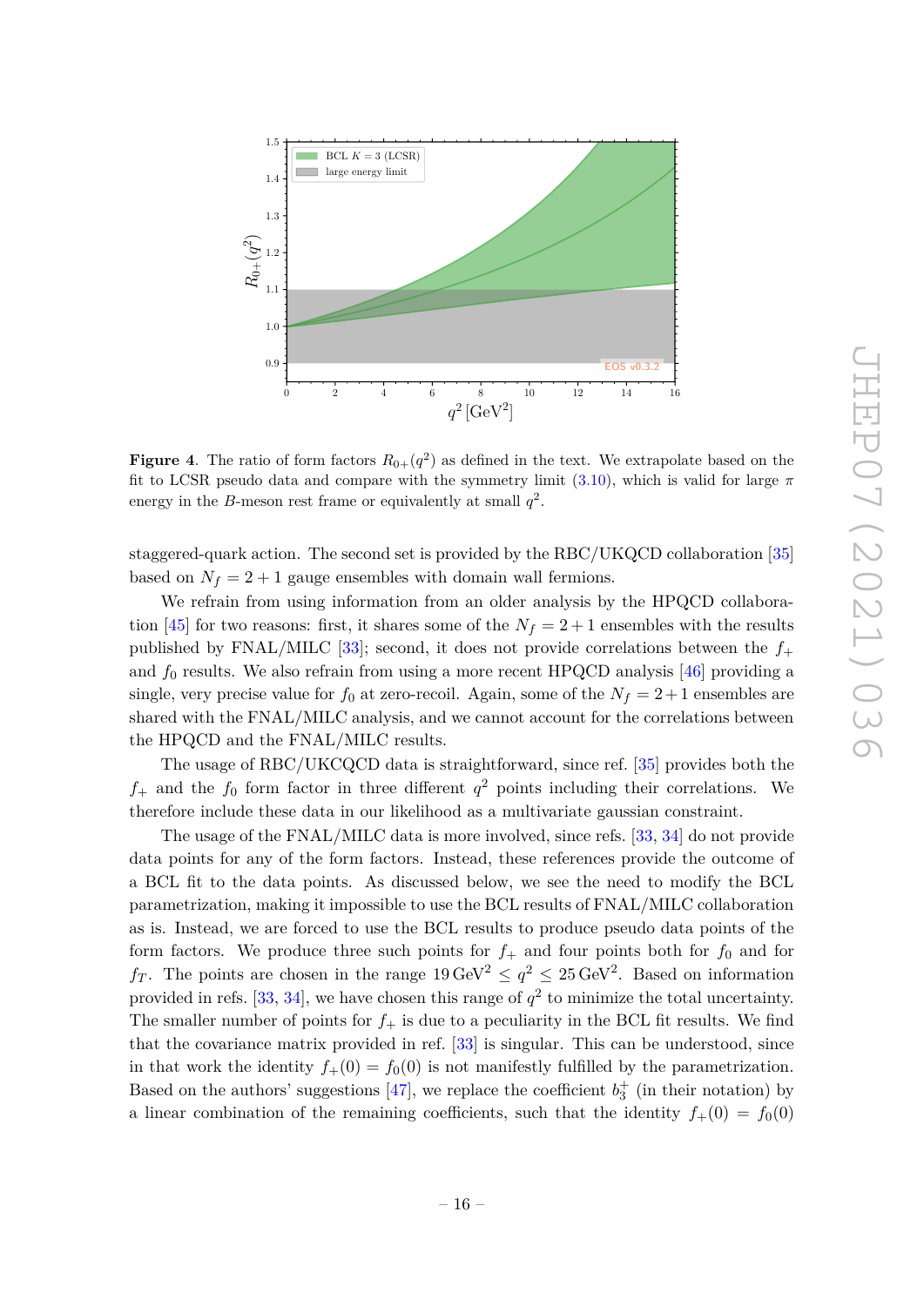**Figure 4**. The ratio of form factors $R_{0+}(q^2)$ as defined in the text. We extrapolate based on the fit to LCSR pseudo data and compare with the symmetry limit (3.10), which is valid for large $\pi$ energy in the $B$-meson rest frame or equivalently at small $q^2$.

staggered-quark action. The second set is provided by the RBC/UKQCD collaboration [35] based on $N_f = 2+1$ gauge ensembles with domain wall fermions.

We refrain from using information from an older analysis by the HPQCD collaboration [45] for two reasons: first, it shares some of the $N_f = 2+1$ ensembles with the results published by FNAL/MILC [33]; second, it does not provide correlations between the $f_+$ and $f_0$ results. We also refrain from using a more recent HPQCD analysis [46] providing a single, very precise value for $f_0$ at zero-recoil. Again, some of the $N_f = 2+1$ ensembles are shared with the FNAL/MILC analysis, and we cannot account for the correlations between the HPQCD and the FNAL/MILC results.

The usage of RBC/UKCQCD data is straightforward, since ref. [35] provides both the $f_+$ and the $f_0$ form factor in three different $q^2$ points including their correlations. We therefore include these data in our likelihood as a multivariate gaussian constraint.

The usage of the FNAL/MILC data is more involved, since refs. [33, 34] do not provide data points for any of the form factors. Instead, these references provide the outcome of a BCL fit to the data points. As discussed below, we see the need to modify the BCL parametrization, making it impossible to use the BCL results of FNAL/MILC collaboration as is. Instead, we are forced to use the BCL results to produce pseudo data points of the form factors. We produce three such points for $f_+$ and four points both for $f_0$ and for $f_T$. The points are chosen in the range $19\,\text{GeV}^2 \leq q^2 \leq 25\,\text{GeV}^2$. Based on information provided in refs. [33, 34], we have chosen this range of $q^2$ to minimize the total uncertainty. The smaller number of points for $f_+$ is due to a peculiarity in the BCL fit results. We find that the covariance matrix provided in ref. [33] is singular. This can be understood, since in that work the identity $f_+(0) = f_0(0)$ is not manifestly fulfilled by the parametrization. Based on the authors' suggestions [47], we replace the coefficient $b_3^+$ (in their notation) by a linear combination of the remaining coefficients, such that the identity $f_+(0) = f_0(0)$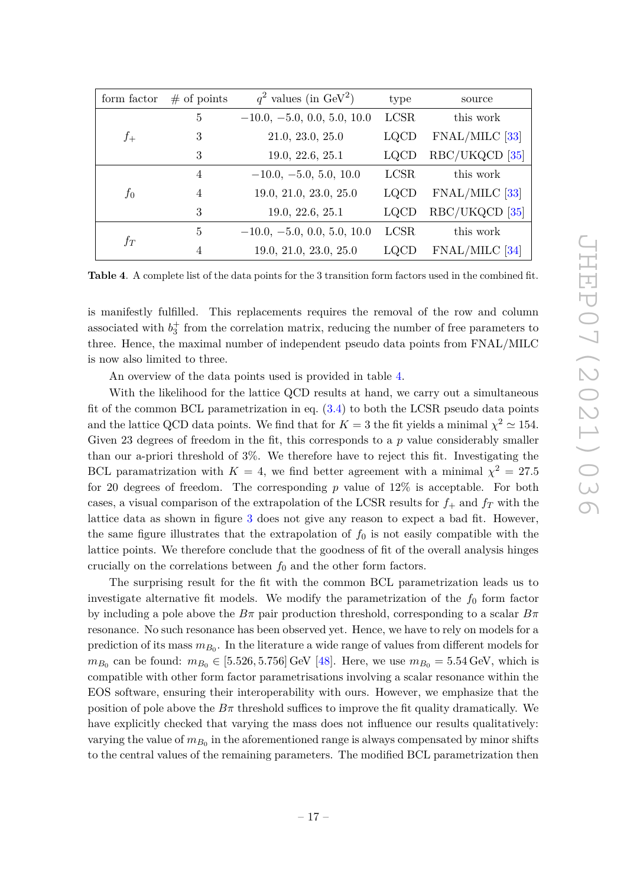| form factor | # of points | $q^2$ values (in GeV$^2$) | type | source |
|---|---|---|---|---|
| $f_+$ | 5 | $-10.0$, $-5.0$, 0.0, 5.0, 10.0 | LCSR | this work |
| | 3 | 21.0, 23.0, 25.0 | LQCD | FNAL/MILC [33] |
| | 3 | 19.0, 22.6, 25.1 | LQCD | RBC/UKQCD [35] |
| $f_0$ | 4 | $-10.0$, $-5.0$, 5.0, 10.0 | LCSR | this work |
| | 4 | 19.0, 21.0, 23.0, 25.0 | LQCD | FNAL/MILC [33] |
| | 3 | 19.0, 22.6, 25.1 | LQCD | RBC/UKQCD [35] |
| $f_T$ | 5 | $-10.0$, $-5.0$, 0.0, 5.0, 10.0 | LCSR | this work |
| | 4 | 19.0, 21.0, 23.0, 25.0 | LQCD | FNAL/MILC [34] |

**Table 4**. A complete list of the data points for the 3 transition form factors used in the combined fit.

is manifestly fulfilled. This replacements requires the removal of the row and column associated with $b_3^+$ from the correlation matrix, reducing the number of free parameters to three. Hence, the maximal number of independent pseudo data points from FNAL/MILC is now also limited to three.

An overview of the data points used is provided in table 4.

With the likelihood for the lattice QCD results at hand, we carry out a simultaneous fit of the common BCL parametrization in eq. (3.4) to both the LCSR pseudo data points and the lattice QCD data points. We find that for $K = 3$ the fit yields a minimal $\chi^2 \simeq 154$. Given 23 degrees of freedom in the fit, this corresponds to a $p$ value considerably smaller than our a-priori threshold of 3%. We therefore have to reject this fit. Investigating the BCL paramatrization with $K = 4$, we find better agreement with a minimal $\chi^2 = 27.5$ for 20 degrees of freedom. The corresponding $p$ value of 12% is acceptable. For both cases, a visual comparison of the extrapolation of the LCSR results for $f_+$ and $f_T$ with the lattice data as shown in figure 3 does not give any reason to expect a bad fit. However, the same figure illustrates that the extrapolation of $f_0$ is not easily compatible with the lattice points. We therefore conclude that the goodness of fit of the overall analysis hinges crucially on the correlations between $f_0$ and the other form factors.

The surprising result for the fit with the common BCL parametrization leads us to investigate alternative fit models. We modify the parametrization of the $f_0$ form factor by including a pole above the $B\pi$ pair production threshold, corresponding to a scalar $B\pi$ resonance. No such resonance has been observed yet. Hence, we have to rely on models for a prediction of its mass $m_{B_0}$. In the literature a wide range of values from different models for $m_{B_0}$ can be found: $m_{B_0} \in [5.526, 5.756]$ GeV [48]. Here, we use $m_{B_0} = 5.54$ GeV, which is compatible with other form factor parametrisations involving a scalar resonance within the EOS software, ensuring their interoperability with ours. However, we emphasize that the position of pole above the $B\pi$ threshold suffices to improve the fit quality dramatically. We have explicitly checked that varying the mass does not influence our results qualitatively: varying the value of $m_{B_0}$ in the aforementioned range is always compensated by minor shifts to the central values of the remaining parameters. The modified BCL parametrization then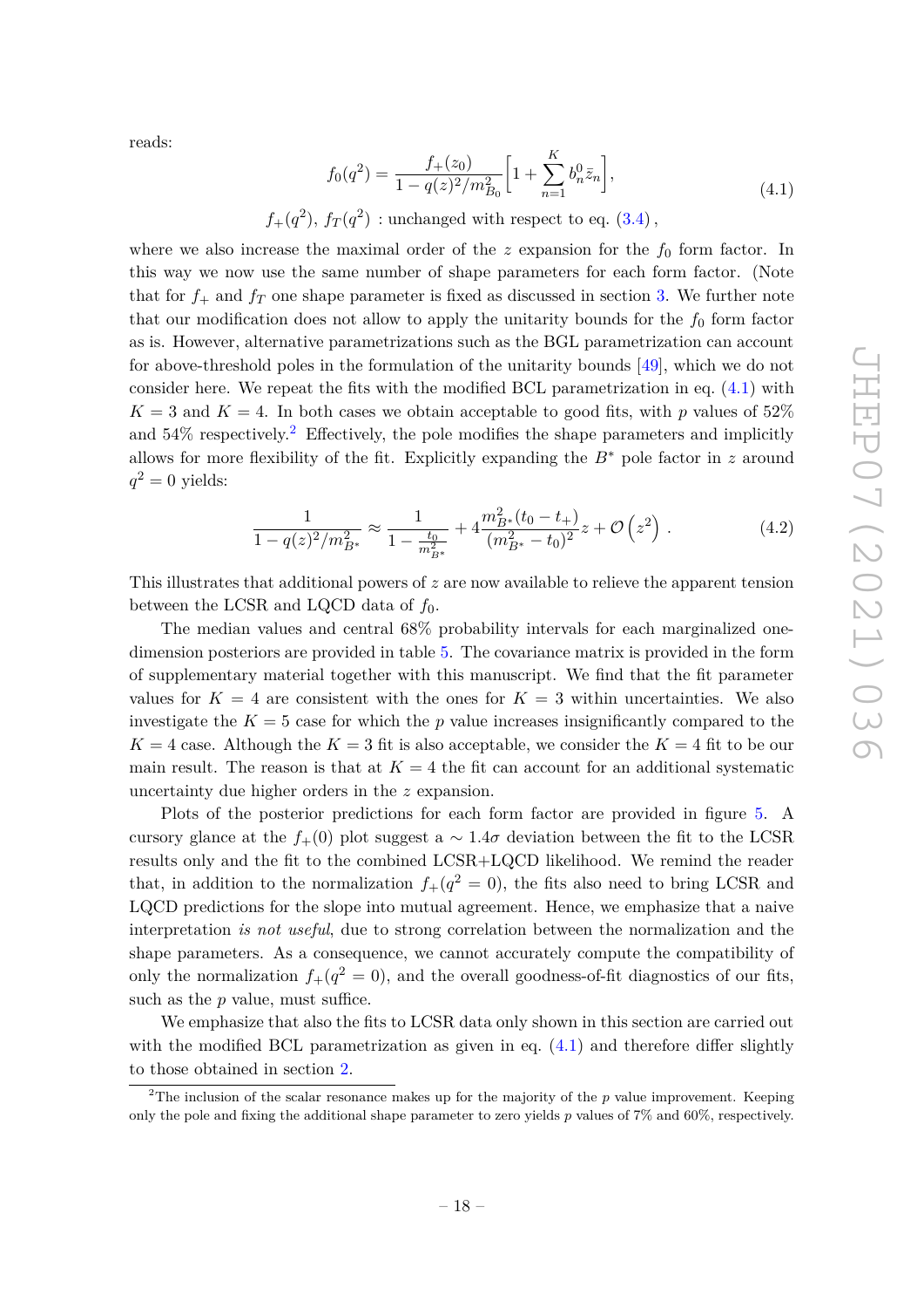reads:

$$
\begin{aligned}
f_0(q^2) &= \frac{f_+(z_0)}{1 - q(z)^2/m_{B_0}^2}\left[1 + \sum_{n=1}^{K} b_n^0 \bar{z}_n\right], \\
f_+(q^2),\ f_T(q^2) &: \text{unchanged with respect to eq. (3.4)},
\end{aligned}
\tag{4.1}
$$

where we also increase the maximal order of the $z$ expansion for the $f_0$ form factor. In this way we now use the same number of shape parameters for each form factor. (Note that for $f_+$ and $f_T$ one shape parameter is fixed as discussed in section 3. We further note that our modification does not allow to apply the unitarity bounds for the $f_0$ form factor as is. However, alternative parametrizations such as the BGL parametrization can account for above-threshold poles in the formulation of the unitarity bounds [49], which we do not consider here. We repeat the fits with the modified BCL parametrization in eq. (4.1) with $K = 3$ and $K = 4$. In both cases we obtain acceptable to good fits, with $p$ values of 52% and 54% respectively.[2] Effectively, the pole modifies the shape parameters and implicitly allows for more flexibility of the fit. Explicitly expanding the $B^*$ pole factor in $z$ around $q^2 = 0$ yields:

$$
\frac{1}{1 - q(z)^2/m_{B^*}^2} \approx \frac{1}{1 - \frac{t_0}{m_{B^*}^2}} + 4\frac{m_{B^*}^2(t_0 - t_+)}{(m_{B^*}^2 - t_0)^2} z + \mathcal{O}\left(z^2\right). \tag{4.2}
$$

This illustrates that additional powers of $z$ are now available to relieve the apparent tension between the LCSR and LQCD data of $f_0$.

The median values and central 68% probability intervals for each marginalized one-dimension posteriors are provided in table 5. The covariance matrix is provided in the form of supplementary material together with this manuscript. We find that the fit parameter values for $K = 4$ are consistent with the ones for $K = 3$ within uncertainties. We also investigate the $K = 5$ case for which the $p$ value increases insignificantly compared to the $K = 4$ case. Although the $K = 3$ fit is also acceptable, we consider the $K = 4$ fit to be our main result. The reason is that at $K = 4$ the fit can account for an additional systematic uncertainty due higher orders in the $z$ expansion.

Plots of the posterior predictions for each form factor are provided in figure 5. A cursory glance at the $f_+(0)$ plot suggest a $\sim 1.4\sigma$ deviation between the fit to the LCSR results only and the fit to the combined LCSR+LQCD likelihood. We remind the reader that, in addition to the normalization $f_+(q^2 = 0)$, the fits also need to bring LCSR and LQCD predictions for the slope into mutual agreement. Hence, we emphasize that a naive interpretation *is not useful*, due to strong correlation between the normalization and the shape parameters. As a consequence, we cannot accurately compute the compatibility of only the normalization $f_+(q^2 = 0)$, and the overall goodness-of-fit diagnostics of our fits, such as the $p$ value, must suffice.

We emphasize that also the fits to LCSR data only shown in this section are carried out with the modified BCL parametrization as given in eq. (4.1) and therefore differ slightly to those obtained in section 2.

[2] The inclusion of the scalar resonance makes up for the majority of the $p$ value improvement. Keeping only the pole and fixing the additional shape parameter to zero yields $p$ values of 7% and 60%, respectively.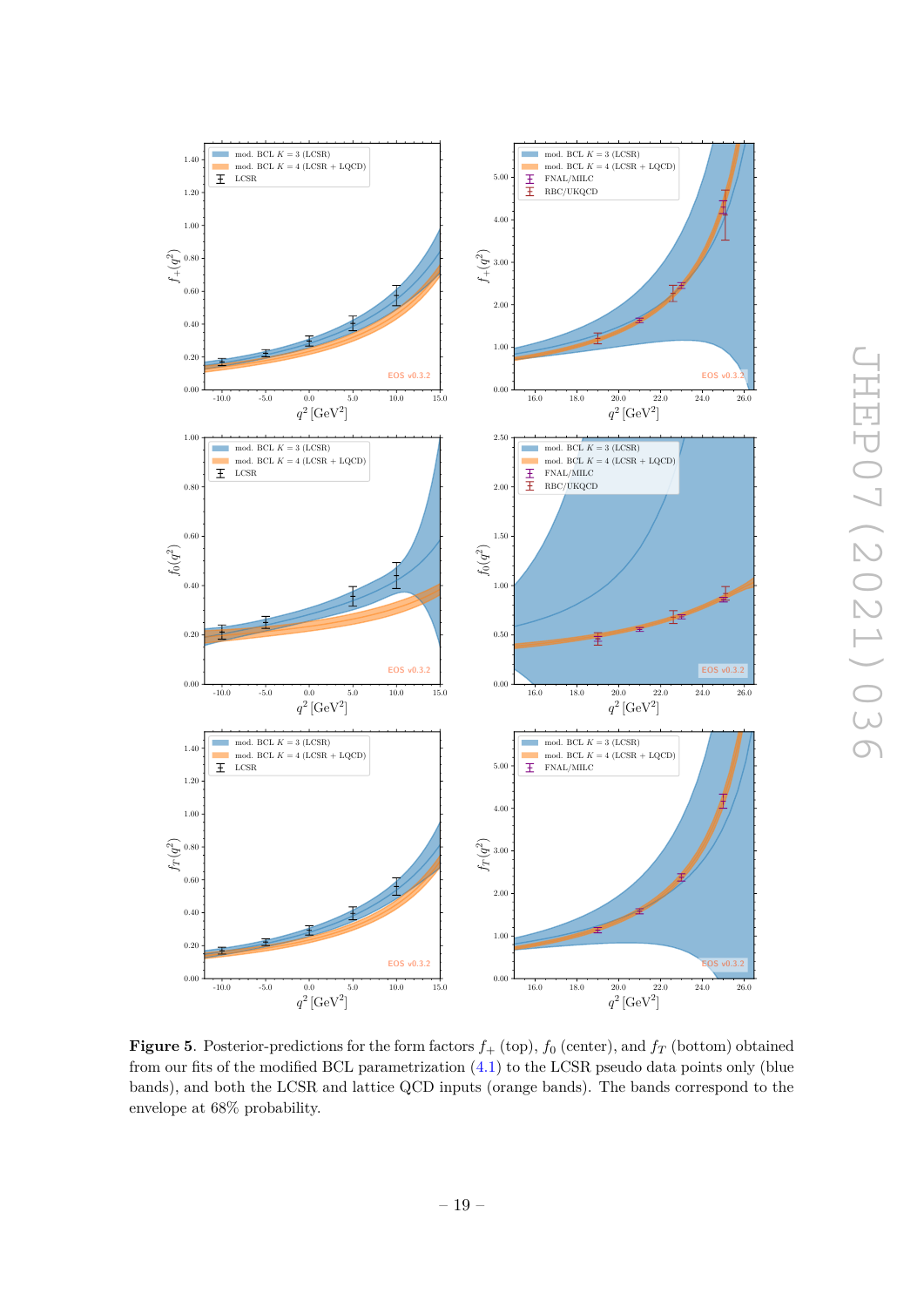**Figure 5**. Posterior-predictions for the form factors $f_+$ (top), $f_0$ (center), and $f_T$ (bottom) obtained from our fits of the modified BCL parametrization (4.1) to the LCSR pseudo data points only (blue bands), and both the LCSR and lattice QCD inputs (orange bands). The bands correspond to the envelope at 68% probability.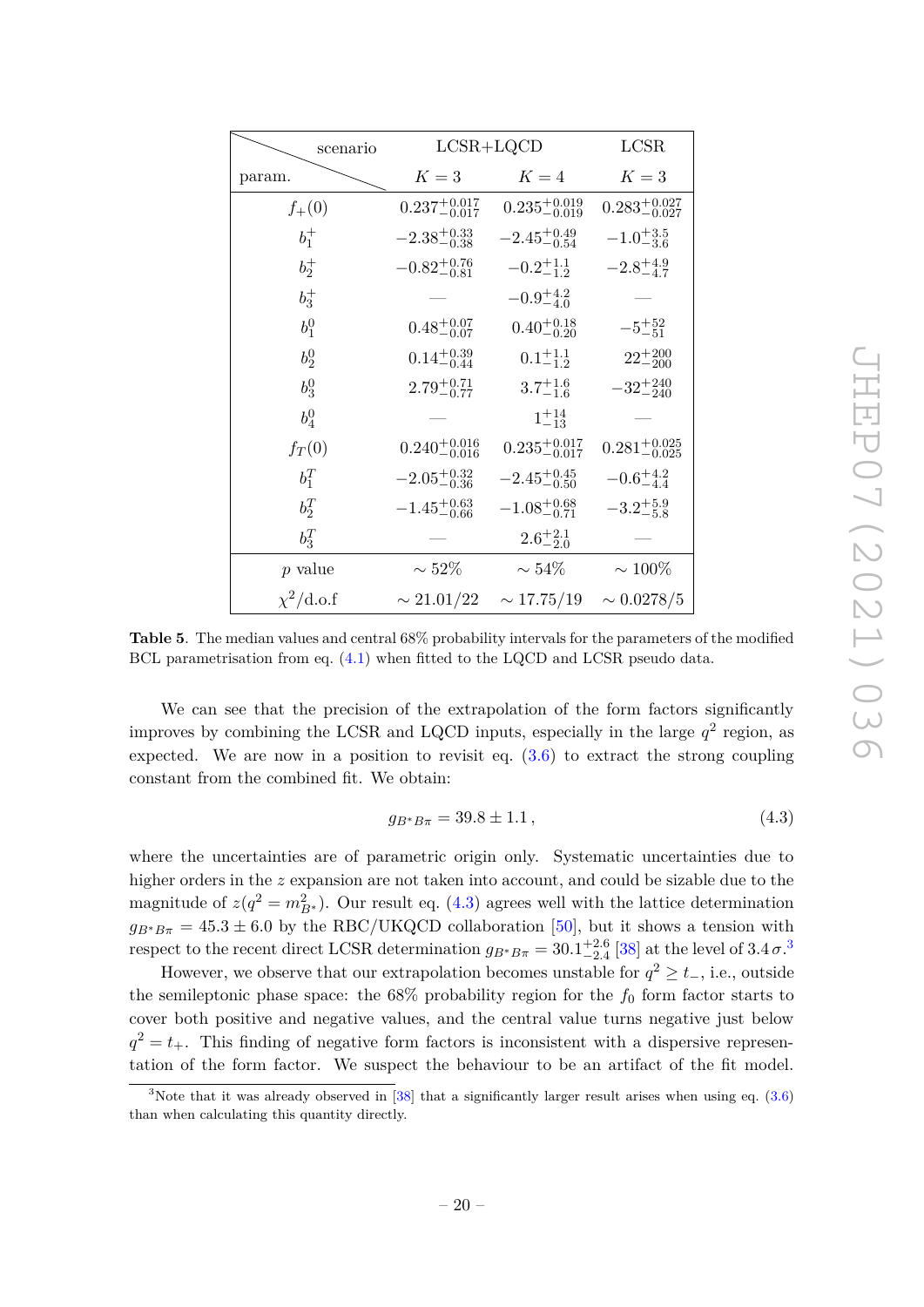| scenario / param. | LCSR+LQCD | | LCSR |
|---|---|---|---|
| | $K=3$ | $K=4$ | $K=3$ |
| $f_+(0)$ | $0.237^{+0.017}_{-0.017}$ | $0.235^{+0.019}_{-0.019}$ | $0.283^{+0.027}_{-0.027}$ |
| $b_1^+$ | $-2.38^{+0.33}_{-0.38}$ | $-2.45^{+0.49}_{-0.54}$ | $-1.0^{+3.5}_{-3.6}$ |
| $b_2^+$ | $-0.82^{+0.76}_{-0.81}$ | $-0.2^{+1.1}_{-1.2}$ | $-2.8^{+4.9}_{-4.7}$ |
| $b_3^+$ | — | $-0.9^{+4.2}_{-4.0}$ | — |
| $b_1^0$ | $0.48^{+0.07}_{-0.07}$ | $0.40^{+0.18}_{-0.20}$ | $-5^{+52}_{-51}$ |
| $b_2^0$ | $0.14^{+0.39}_{-0.44}$ | $0.1^{+1.1}_{-1.2}$ | $22^{+200}_{-200}$ |
| $b_3^0$ | $2.79^{+0.71}_{-0.77}$ | $3.7^{+1.6}_{-1.6}$ | $-32^{+240}_{-240}$ |
| $b_4^0$ | — | $1^{+14}_{-13}$ | — |
| $f_T(0)$ | $0.240^{+0.016}_{-0.016}$ | $0.235^{+0.017}_{-0.017}$ | $0.281^{+0.025}_{-0.025}$ |
| $b_1^T$ | $-2.05^{+0.32}_{-0.36}$ | $-2.45^{+0.45}_{-0.50}$ | $-0.6^{+4.2}_{-4.4}$ |
| $b_2^T$ | $-1.45^{+0.63}_{-0.66}$ | $-1.08^{+0.68}_{-0.71}$ | $-3.2^{+5.9}_{-5.8}$ |
| $b_3^T$ | — | $2.6^{+2.1}_{-2.0}$ | — |
| $p$ value | $\sim 52\%$ | $\sim 54\%$ | $\sim 100\%$ |
| $\chi^2$/d.o.f | $\sim 21.01/22$ | $\sim 17.75/19$ | $\sim 0.0278/5$ |

**Table 5**. The median values and central 68% probability intervals for the parameters of the modified BCL parametrisation from eq. (4.1) when fitted to the LQCD and LCSR pseudo data.

We can see that the precision of the extrapolation of the form factors significantly improves by combining the LCSR and LQCD inputs, especially in the large $q^2$ region, as expected. We are now in a position to revisit eq. (3.6) to extract the strong coupling constant from the combined fit. We obtain:

$$g_{B^*B\pi} = 39.8 \pm 1.1\,, \tag{4.3}$$

where the uncertainties are of parametric origin only. Systematic uncertainties due to higher orders in the $z$ expansion are not taken into account, and could be sizable due to the magnitude of $z(q^2 = m_{B^*}^2)$. Our result eq. (4.3) agrees well with the lattice determination $g_{B^*B\pi} = 45.3 \pm 6.0$ by the RBC/UKQCD collaboration [50], but it shows a tension with respect to the recent direct LCSR determination $g_{B^*B\pi} = 30.1^{+2.6}_{-2.4}$ [38] at the level of $3.4\,\sigma$.[3]

However, we observe that our extrapolation becomes unstable for $q^2 \geq t_-$, i.e., outside the semileptonic phase space: the 68% probability region for the $f_0$ form factor starts to cover both positive and negative values, and the central value turns negative just below $q^2 = t_+$. This finding of negative form factors is inconsistent with a dispersive representation of the form factor. We suspect the behaviour to be an artifact of the fit model.

[3] Note that it was already observed in [38] that a significantly larger result arises when using eq. (3.6) than when calculating this quantity directly.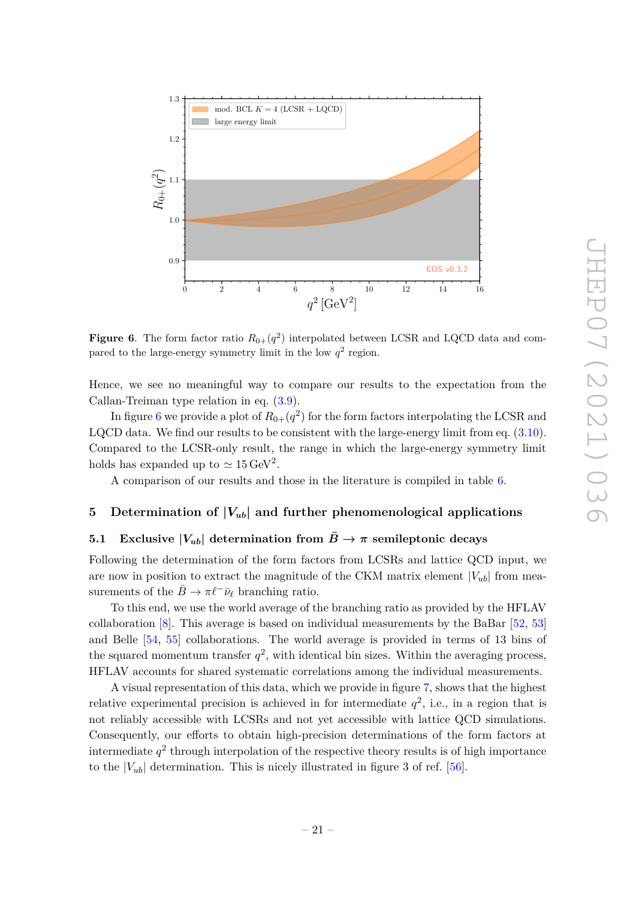**Figure 6**. The form factor ratio $R_{0+}(q^2)$ interpolated between LCSR and LQCD data and compared to the large-energy symmetry limit in the low $q^2$ region.

Hence, we see no meaningful way to compare our results to the expectation from the Callan-Treiman type relation in eq. (3.9).

In figure 6 we provide a plot of $R_{0+}(q^2)$ for the form factors interpolating the LCSR and LQCD data. We find our results to be consistent with the large-energy limit from eq. (3.10). Compared to the LCSR-only result, the range in which the large-energy symmetry limit holds has expanded up to $\simeq 15\,\text{GeV}^2$.

A comparison of our results and those in the literature is compiled in table 6.

## 5 Determination of $|V_{ub}|$ and further phenomenological applications

### 5.1 Exclusive $|V_{ub}|$ determination from $\bar{B} \to \pi$ semileptonic decays

Following the determination of the form factors from LCSRs and lattice QCD input, we are now in position to extract the magnitude of the CKM matrix element $|V_{ub}|$ from measurements of the $\bar{B} \to \pi \ell^- \bar{\nu}_\ell$ branching ratio.

To this end, we use the world average of the branching ratio as provided by the HFLAV collaboration [8]. This average is based on individual measurements by the BaBar [52, 53] and Belle [54, 55] collaborations. The world average is provided in terms of 13 bins of the squared momentum transfer $q^2$, with identical bin sizes. Within the averaging process, HFLAV accounts for shared systematic correlations among the individual measurements.

A visual representation of this data, which we provide in figure 7, shows that the highest relative experimental precision is achieved in for intermediate $q^2$, i.e., in a region that is not reliably accessible with LCSRs and not yet accessible with lattice QCD simulations. Consequently, our efforts to obtain high-precision determinations of the form factors at intermediate $q^2$ through interpolation of the respective theory results is of high importance to the $|V_{ub}|$ determination. This is nicely illustrated in figure 3 of ref. [56].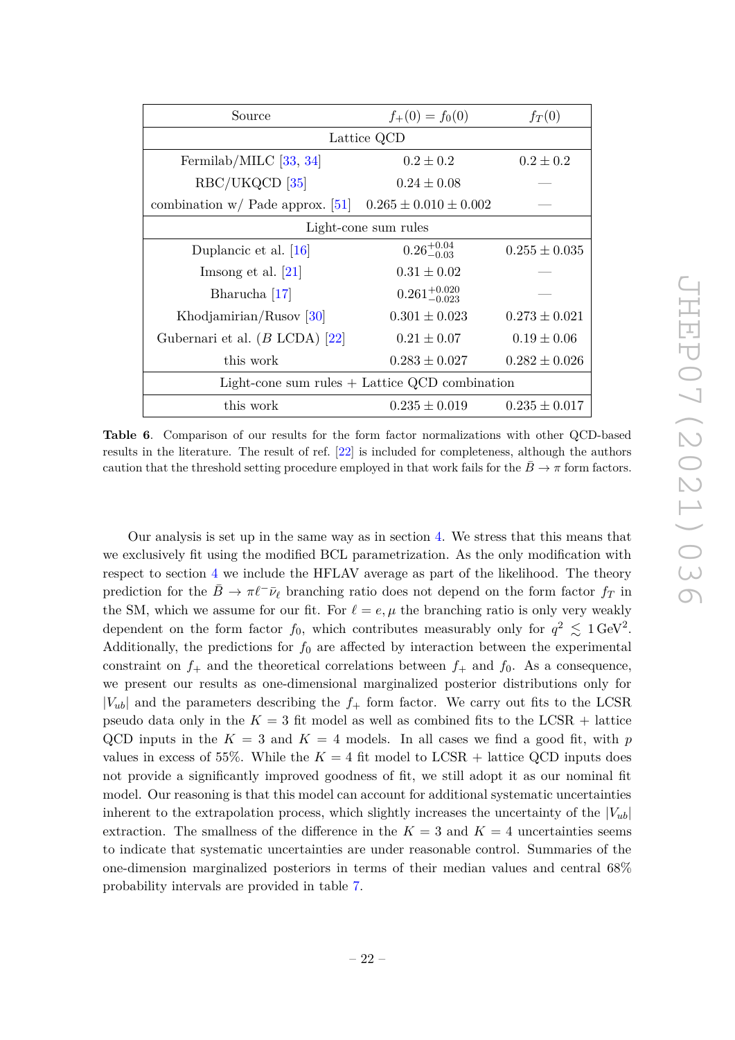| Source | $f_+(0) = f_0(0)$ | $f_T(0)$ |
|---|---|---|
| Lattice QCD | | |
| Fermilab/MILC [33, 34] | $0.2 \pm 0.2$ | $0.2 \pm 0.2$ |
| RBC/UKQCD [35] | $0.24 \pm 0.08$ | — |
| combination w/ Pade approx. [51] | $0.265 \pm 0.010 \pm 0.002$ | — |
| Light-cone sum rules | | |
| Duplancic et al. [16] | $0.26^{+0.04}_{-0.03}$ | $0.255 \pm 0.035$ |
| Imsong et al. [21] | $0.31 \pm 0.02$ | — |
| Bharucha [17] | $0.261^{+0.020}_{-0.023}$ | — |
| Khodjamirian/Rusov [30] | $0.301 \pm 0.023$ | $0.273 \pm 0.021$ |
| Gubernari et al. ($B$ LCDA) [22] | $0.21 \pm 0.07$ | $0.19 \pm 0.06$ |
| this work | $0.283 \pm 0.027$ | $0.282 \pm 0.026$ |
| Light-cone sum rules + Lattice QCD combination | | |
| this work | $0.235 \pm 0.019$ | $0.235 \pm 0.017$ |

**Table 6**. Comparison of our results for the form factor normalizations with other QCD-based results in the literature. The result of ref. [22] is included for completeness, although the authors caution that the threshold setting procedure employed in that work fails for the $\bar{B} \to \pi$ form factors.

Our analysis is set up in the same way as in section 4. We stress that this means that we exclusively fit using the modified BCL parametrization. As the only modification with respect to section 4 we include the HFLAV average as part of the likelihood. The theory prediction for the $\bar{B} \to \pi\ell^-\bar{\nu}_\ell$ branching ratio does not depend on the form factor $f_T$ in the SM, which we assume for our fit. For $\ell = e, \mu$ the branching ratio is only very weakly dependent on the form factor $f_0$, which contributes measurably only for $q^2 \lesssim 1\,\mathrm{GeV}^2$. Additionally, the predictions for $f_0$ are affected by interaction between the experimental constraint on $f_+$ and the theoretical correlations between $f_+$ and $f_0$. As a consequence, we present our results as one-dimensional marginalized posterior distributions only for $|V_{ub}|$ and the parameters describing the $f_+$ form factor. We carry out fits to the LCSR pseudo data only in the $K = 3$ fit model as well as combined fits to the LCSR + lattice QCD inputs in the $K = 3$ and $K = 4$ models. In all cases we find a good fit, with $p$ values in excess of 55%. While the $K = 4$ fit model to LCSR + lattice QCD inputs does not provide a significantly improved goodness of fit, we still adopt it as our nominal fit model. Our reasoning is that this model can account for additional systematic uncertainties inherent to the extrapolation process, which slightly increases the uncertainty of the $|V_{ub}|$ extraction. The smallness of the difference in the $K = 3$ and $K = 4$ uncertainties seems to indicate that systematic uncertainties are under reasonable control. Summaries of the one-dimension marginalized posteriors in terms of their median values and central 68% probability intervals are provided in table 7.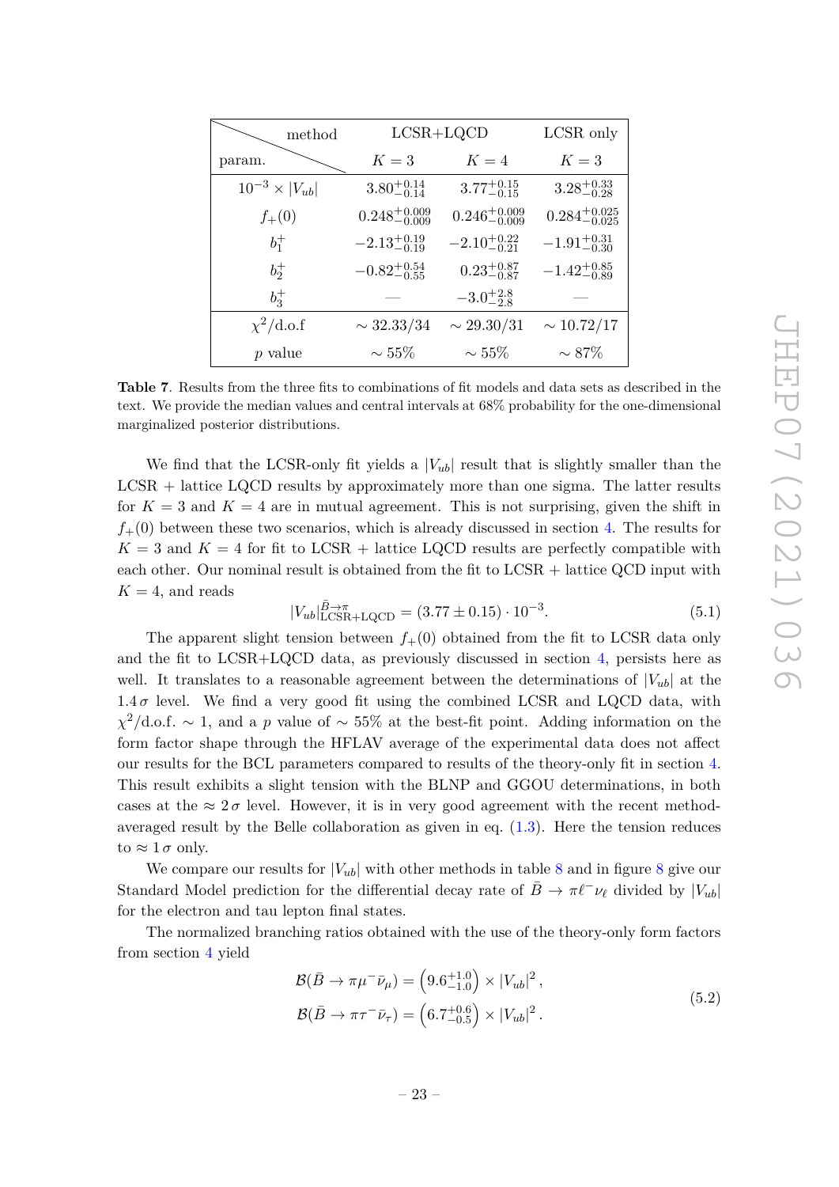| method / param. | LCSR+LQCD | | LCSR only |
|---|---|---|---|
| | $K=3$ | $K=4$ | $K=3$ |
| $10^{-3}\times\lvert V_{ub}\rvert$ | $3.80^{+0.14}_{-0.14}$ | $3.77^{+0.15}_{-0.15}$ | $3.28^{+0.33}_{-0.28}$ |
| $f_+(0)$ | $0.248^{+0.009}_{-0.009}$ | $0.246^{+0.009}_{-0.009}$ | $0.284^{+0.025}_{-0.025}$ |
| $b_1^+$ | $-2.13^{+0.19}_{-0.19}$ | $-2.10^{+0.22}_{-0.21}$ | $-1.91^{+0.31}_{-0.30}$ |
| $b_2^+$ | $-0.82^{+0.54}_{-0.55}$ | $0.23^{+0.87}_{-0.87}$ | $-1.42^{+0.85}_{-0.89}$ |
| $b_3^+$ | — | $-3.0^{+2.8}_{-2.8}$ | — |
| $\chi^2$/d.o.f | $\sim 32.33/34$ | $\sim 29.30/31$ | $\sim 10.72/17$ |
| $p$ value | $\sim 55\%$ | $\sim 55\%$ | $\sim 87\%$ |

**Table 7**. Results from the three fits to combinations of fit models and data sets as described in the text. We provide the median values and central intervals at 68% probability for the one-dimensional marginalized posterior distributions.

We find that the LCSR-only fit yields a $|V_{ub}|$ result that is slightly smaller than the LCSR + lattice LQCD results by approximately more than one sigma. The latter results for $K=3$ and $K=4$ are in mutual agreement. This is not surprising, given the shift in $f_+(0)$ between these two scenarios, which is already discussed in section 4. The results for $K=3$ and $K=4$ for fit to LCSR + lattice LQCD results are perfectly compatible with each other. Our nominal result is obtained from the fit to LCSR + lattice QCD input with $K=4$, and reads

$$|V_{ub}|^{\bar{B}\to\pi}_{\text{LCSR+LQCD}} = (3.77 \pm 0.15)\cdot 10^{-3}. \tag{5.1}$$

The apparent slight tension between $f_+(0)$ obtained from the fit to LCSR data only and the fit to LCSR+LQCD data, as previously discussed in section 4, persists here as well. It translates to a reasonable agreement between the determinations of $|V_{ub}|$ at the $1.4\,\sigma$ level. We find a very good fit using the combined LCSR and LQCD data, with $\chi^2$/d.o.f. $\sim 1$, and a $p$ value of $\sim 55\%$ at the best-fit point. Adding information on the form factor shape through the HFLAV average of the experimental data does not affect our results for the BCL parameters compared to results of the theory-only fit in section 4. This result exhibits a slight tension with the BLNP and GGOU determinations, in both cases at the $\approx 2\,\sigma$ level. However, it is in very good agreement with the recent method-averaged result by the Belle collaboration as given in eq. (1.3). Here the tension reduces to $\approx 1\,\sigma$ only.

We compare our results for $|V_{ub}|$ with other methods in table 8 and in figure 8 give our Standard Model prediction for the differential decay rate of $\bar{B}\to\pi\ell^-\nu_\ell$ divided by $|V_{ub}|$ for the electron and tau lepton final states.

The normalized branching ratios obtained with the use of the theory-only form factors from section 4 yield

$$\begin{aligned}
\mathcal{B}(\bar{B}\to\pi\mu^-\bar{\nu}_\mu) &= \left(9.6^{+1.0}_{-1.0}\right)\times|V_{ub}|^2\,,\\
\mathcal{B}(\bar{B}\to\pi\tau^-\bar{\nu}_\tau) &= \left(6.7^{+0.6}_{-0.5}\right)\times|V_{ub}|^2\,.
\end{aligned} \tag{5.2}$$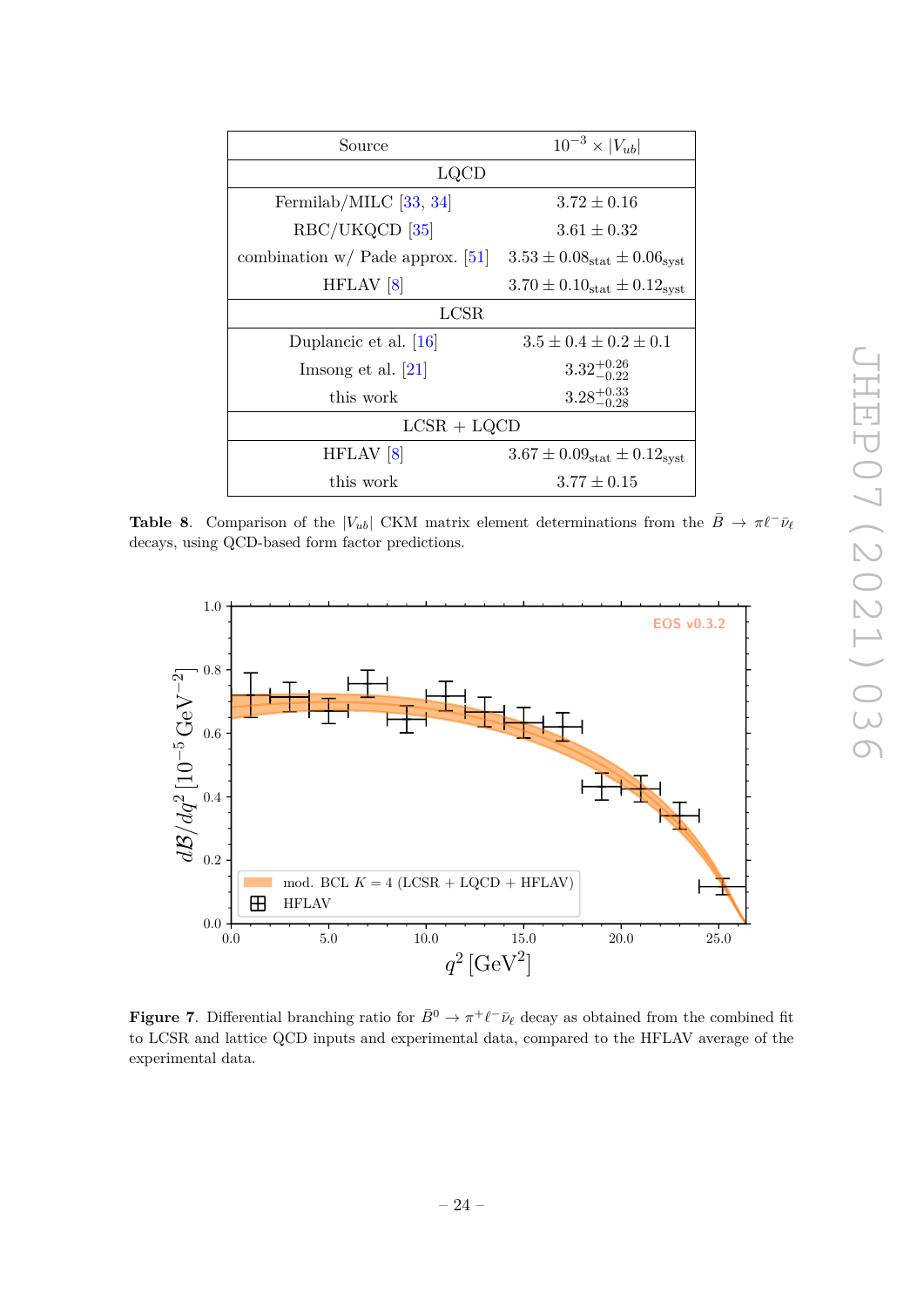| Source | $10^{-3} \times \lvert V_{ub} \rvert$ |
|---|---|
| LQCD | |
| Fermilab/MILC [33, 34] | $3.72 \pm 0.16$ |
| RBC/UKQCD [35] | $3.61 \pm 0.32$ |
| combination w/ Pade approx. [51] | $3.53 \pm 0.08_{\text{stat}} \pm 0.06_{\text{syst}}$ |
| HFLAV [8] | $3.70 \pm 0.10_{\text{stat}} \pm 0.12_{\text{syst}}$ |
| LCSR | |
| Duplancic et al. [16] | $3.5 \pm 0.4 \pm 0.2 \pm 0.1$ |
| Imsong et al. [21] | $3.32^{+0.26}_{-0.22}$ |
| this work | $3.28^{+0.33}_{-0.28}$ |
| LCSR + LQCD | |
| HFLAV [8] | $3.67 \pm 0.09_{\text{stat}} \pm 0.12_{\text{syst}}$ |
| this work | $3.77 \pm 0.15$ |

**Table 8**. Comparison of the $\lvert V_{ub} \rvert$ CKM matrix element determinations from the $\bar{B} \to \pi \ell^- \bar{\nu}_\ell$ decays, using QCD-based form factor predictions.

**Figure 7**. Differential branching ratio for $\bar{B}^0 \to \pi^+ \ell^- \bar{\nu}_\ell$ decay as obtained from the combined fit to LCSR and lattice QCD inputs and experimental data, compared to the HFLAV average of the experimental data.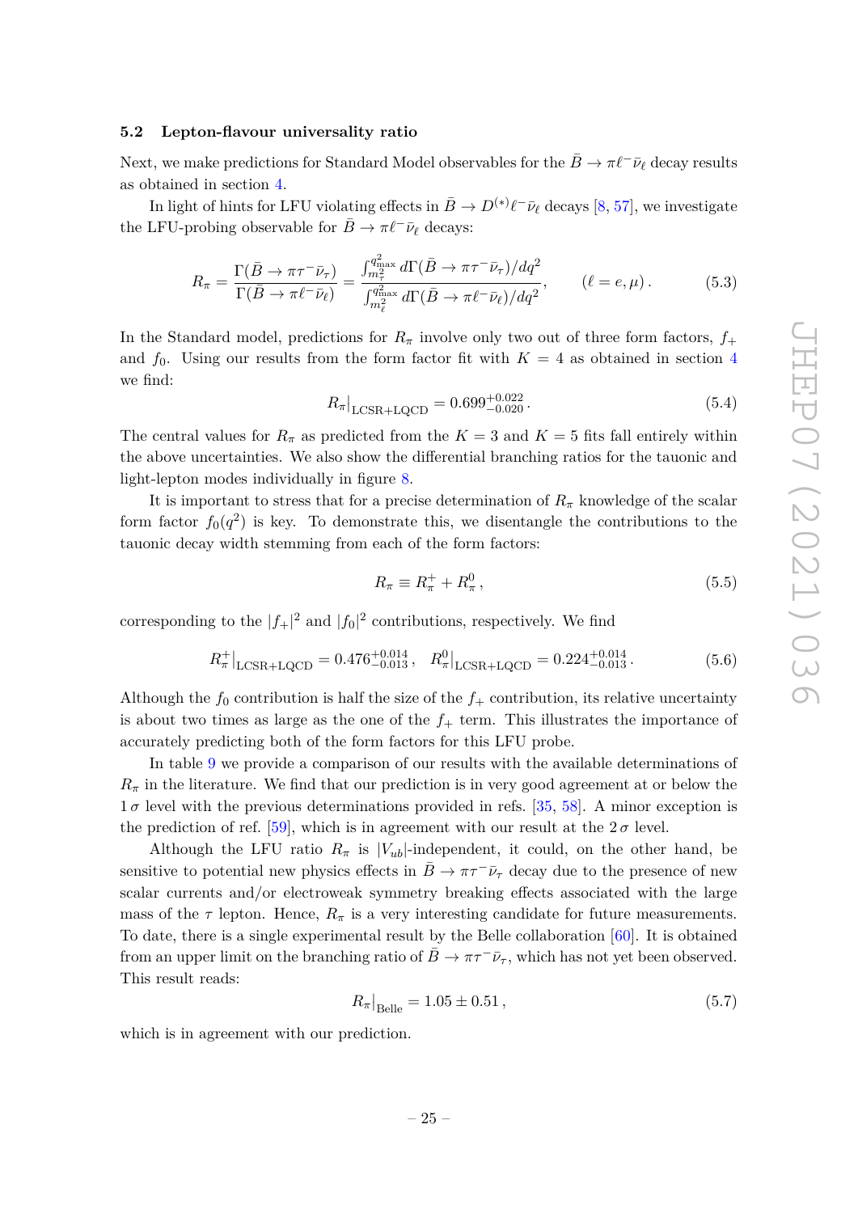### 5.2 Lepton-flavour universality ratio

Next, we make predictions for Standard Model observables for the $\bar{B} \to \pi\ell^-\bar{\nu}_\ell$ decay results as obtained in section 4.

In light of hints for LFU violating effects in $\bar{B} \to D^{(*)}\ell^-\bar{\nu}_\ell$ decays [8, 57], we investigate the LFU-probing observable for $\bar{B} \to \pi\ell^-\bar{\nu}_\ell$ decays:

$$R_\pi = \frac{\Gamma(\bar{B} \to \pi\tau^-\bar{\nu}_\tau)}{\Gamma(\bar{B} \to \pi\ell^-\bar{\nu}_\ell)} = \frac{\int_{m_\tau^2}^{q^2_{\max}} d\Gamma(\bar{B} \to \pi\tau^-\bar{\nu}_\tau)/dq^2}{\int_{m_\ell^2}^{q^2_{\max}} d\Gamma(\bar{B} \to \pi\ell^-\bar{\nu}_\ell)/dq^2}, \qquad (\ell = e, \mu)\,. \tag{5.3}$$

In the Standard model, predictions for $R_\pi$ involve only two out of three form factors, $f_+$ and $f_0$. Using our results from the form factor fit with $K = 4$ as obtained in section 4 we find:

$$R_\pi|_{\text{LCSR+LQCD}} = 0.699^{+0.022}_{-0.020}\,. \tag{5.4}$$

The central values for $R_\pi$ as predicted from the $K = 3$ and $K = 5$ fits fall entirely within the above uncertainties. We also show the differential branching ratios for the tauonic and light-lepton modes individually in figure 8.

It is important to stress that for a precise determination of $R_\pi$ knowledge of the scalar form factor $f_0(q^2)$ is key. To demonstrate this, we disentangle the contributions to the tauonic decay width stemming from each of the form factors:

$$R_\pi \equiv R_\pi^+ + R_\pi^0\,, \tag{5.5}$$

corresponding to the $|f_+|^2$ and $|f_0|^2$ contributions, respectively. We find

$$R_\pi^+|_{\text{LCSR+LQCD}} = 0.476^{+0.014}_{-0.013}\,, \quad R_\pi^0|_{\text{LCSR+LQCD}} = 0.224^{+0.014}_{-0.013}\,. \tag{5.6}$$

Although the $f_0$ contribution is half the size of the $f_+$ contribution, its relative uncertainty is about two times as large as the one of the $f_+$ term. This illustrates the importance of accurately predicting both of the form factors for this LFU probe.

In table 9 we provide a comparison of our results with the available determinations of $R_\pi$ in the literature. We find that our prediction is in very good agreement at or below the $1\,\sigma$ level with the previous determinations provided in refs. [35, 58]. A minor exception is the prediction of ref. [59], which is in agreement with our result at the $2\,\sigma$ level.

Although the LFU ratio $R_\pi$ is $|V_{ub}|$-independent, it could, on the other hand, be sensitive to potential new physics effects in $\bar{B} \to \pi\tau^-\bar{\nu}_\tau$ decay due to the presence of new scalar currents and/or electroweak symmetry breaking effects associated with the large mass of the $\tau$ lepton. Hence, $R_\pi$ is a very interesting candidate for future measurements. To date, there is a single experimental result by the Belle collaboration [60]. It is obtained from an upper limit on the branching ratio of $\bar{B} \to \pi\tau^-\bar{\nu}_\tau$, which has not yet been observed. This result reads:

$$R_\pi|_{\text{Belle}} = 1.05 \pm 0.51\,, \tag{5.7}$$

which is in agreement with our prediction.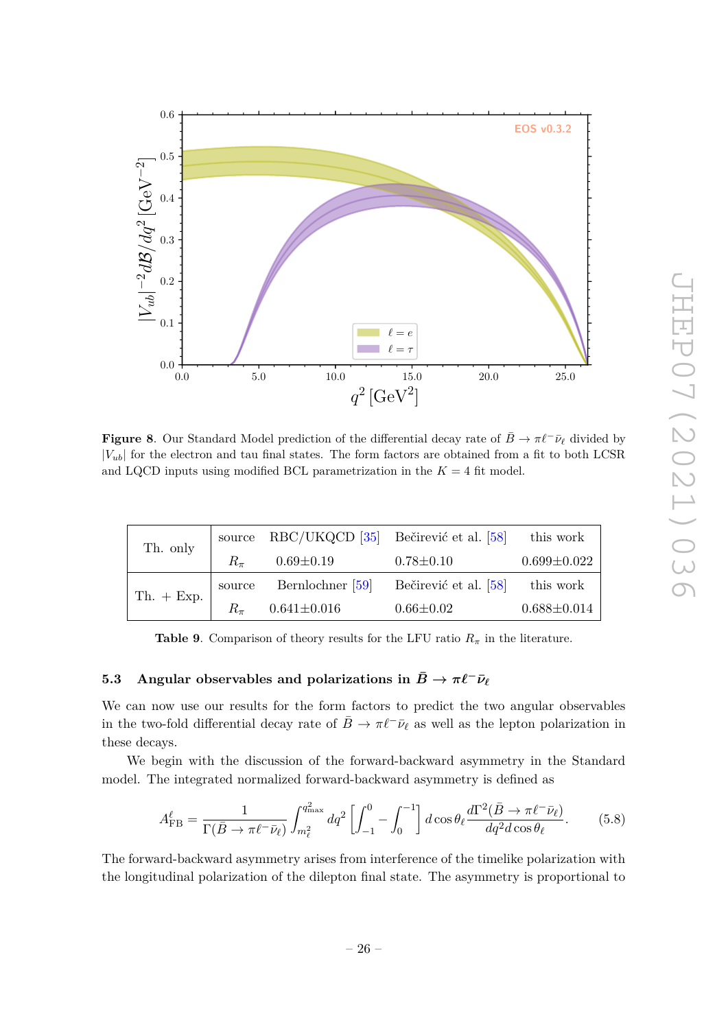**Figure 8**. Our Standard Model prediction of the differential decay rate of $\bar{B} \to \pi \ell^- \bar{\nu}_\ell$ divided by $|V_{ub}|$ for the electron and tau final states. The form factors are obtained from a fit to both LCSR and LQCD inputs using modified BCL parametrization in the $K = 4$ fit model.

| | | | | |
|---|---|---|---|---|
| Th. only | source | RBC/UKQCD [35] | Bečirević et al. [58] | this work |
| | $R_\pi$ | 0.69±0.19 | 0.78±0.10 | 0.699±0.022 |
| Th. + Exp. | source | Bernlochner [59] | Bečirević et al. [58] | this work |
| | $R_\pi$ | 0.641±0.016 | 0.66±0.02 | 0.688±0.014 |

**Table 9**. Comparison of theory results for the LFU ratio $R_\pi$ in the literature.

### 5.3 Angular observables and polarizations in $\bar{B} \to \pi \ell^- \bar{\nu}_\ell$

We can now use our results for the form factors to predict the two angular observables in the two-fold differential decay rate of $\bar{B} \to \pi \ell^- \bar{\nu}_\ell$ as well as the lepton polarization in these decays.

We begin with the discussion of the forward-backward asymmetry in the Standard model. The integrated normalized forward-backward asymmetry is defined as

$$A^\ell_{\text{FB}} = \frac{1}{\Gamma(\bar{B} \to \pi \ell^- \bar{\nu}_\ell)} \int_{m_\ell^2}^{q^2_{\max}} dq^2 \left[ \int_{-1}^{0} - \int_{0}^{-1} \right] d\cos\theta_\ell \, \frac{d\Gamma^2(\bar{B} \to \pi \ell^- \bar{\nu}_\ell)}{dq^2 d\cos\theta_\ell}. \tag{5.8}$$

The forward-backward asymmetry arises from interference of the timelike polarization with the longitudinal polarization of the dilepton final state. The asymmetry is proportional to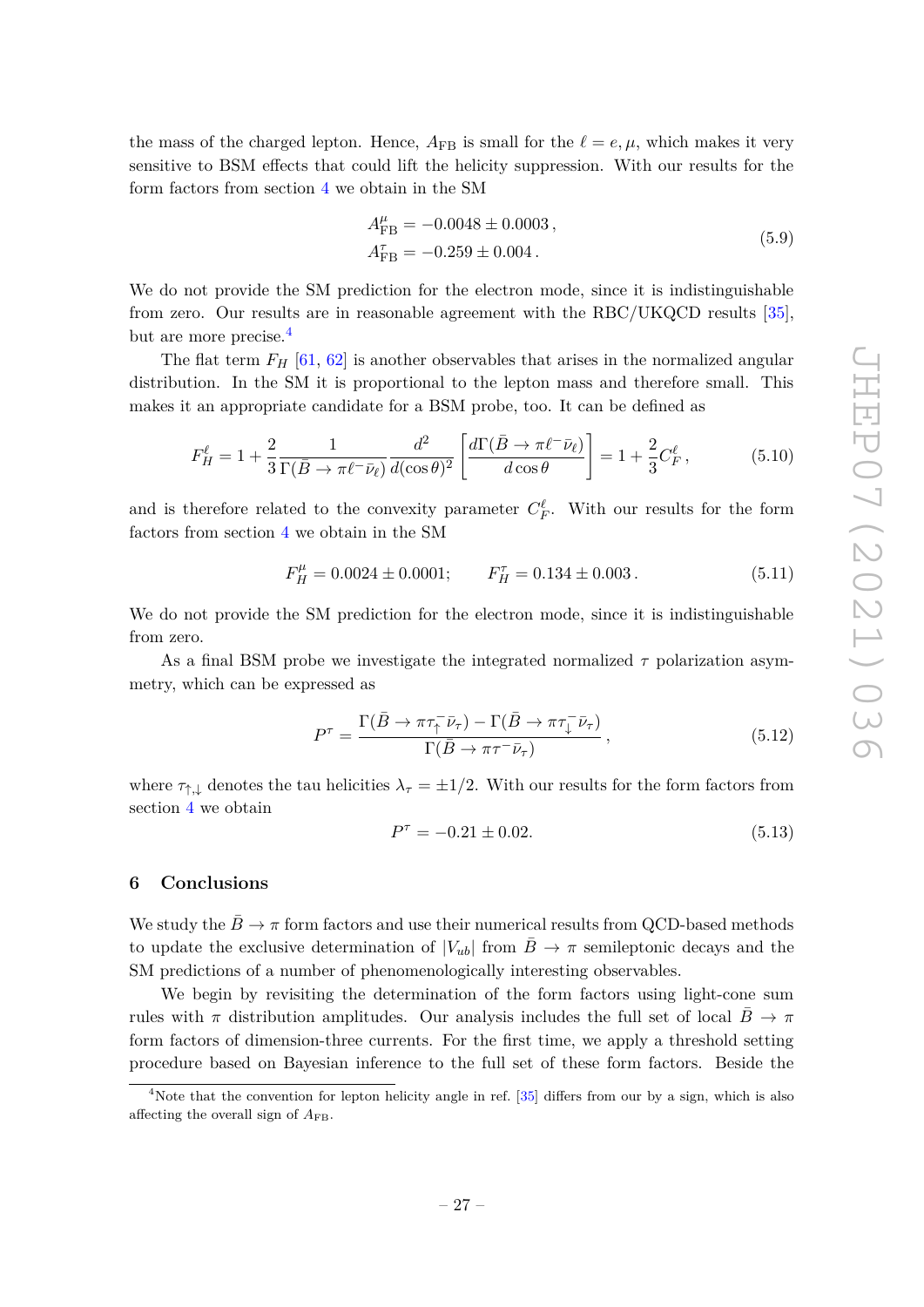the mass of the charged lepton. Hence, $A_{\rm FB}$ is small for the $\ell = e, \mu$, which makes it very sensitive to BSM effects that could lift the helicity suppression. With our results for the form factors from section 4 we obtain in the SM

$$
\begin{aligned}
A^{\mu}_{\rm FB} &= -0.0048 \pm 0.0003\,, \\
A^{\tau}_{\rm FB} &= -0.259 \pm 0.004\,.
\end{aligned}
\tag{5.9}
$$

We do not provide the SM prediction for the electron mode, since it is indistinguishable from zero. Our results are in reasonable agreement with the RBC/UKQCD results [35], but are more precise.[4]

The flat term $F_H$ [61, 62] is another observables that arises in the normalized angular distribution. In the SM it is proportional to the lepton mass and therefore small. This makes it an appropriate candidate for a BSM probe, too. It can be defined as

$$
F_H^{\ell} = 1 + \frac{2}{3}\frac{1}{\Gamma(\bar{B} \to \pi\ell^-\bar{\nu}_\ell)}\frac{d^2}{d(\cos\theta)^2}\left[\frac{d\Gamma(\bar{B} \to \pi\ell^-\bar{\nu}_\ell)}{d\cos\theta}\right] = 1 + \frac{2}{3}C_F^{\ell}\,,
\tag{5.10}
$$

and is therefore related to the convexity parameter $C_F^{\ell}$. With our results for the form factors from section 4 we obtain in the SM

$$
F_H^{\mu} = 0.0024 \pm 0.0001; \qquad F_H^{\tau} = 0.134 \pm 0.003\,.
\tag{5.11}
$$

We do not provide the SM prediction for the electron mode, since it is indistinguishable from zero.

As a final BSM probe we investigate the integrated normalized $\tau$ polarization asymmetry, which can be expressed as

$$
P^{\tau} = \frac{\Gamma(\bar{B} \to \pi\tau^-_{\uparrow}\bar{\nu}_\tau) - \Gamma(\bar{B} \to \pi\tau^-_{\downarrow}\bar{\nu}_\tau)}{\Gamma(\bar{B} \to \pi\tau^-\bar{\nu}_\tau)}\,,
\tag{5.12}
$$

where $\tau_{\uparrow,\downarrow}$ denotes the tau helicities $\lambda_\tau = \pm 1/2$. With our results for the form factors from section 4 we obtain

$$
P^{\tau} = -0.21 \pm 0.02.
\tag{5.13}
$$

## 6 Conclusions

We study the $\bar{B} \to \pi$ form factors and use their numerical results from QCD-based methods to update the exclusive determination of $|V_{ub}|$ from $\bar{B} \to \pi$ semileptonic decays and the SM predictions of a number of phenomenologically interesting observables.

We begin by revisiting the determination of the form factors using light-cone sum rules with $\pi$ distribution amplitudes. Our analysis includes the full set of local $\bar{B} \to \pi$ form factors of dimension-three currents. For the first time, we apply a threshold setting procedure based on Bayesian inference to the full set of these form factors. Beside the

[4] Note that the convention for lepton helicity angle in ref. [35] differs from our by a sign, which is also affecting the overall sign of $A_{\rm FB}$.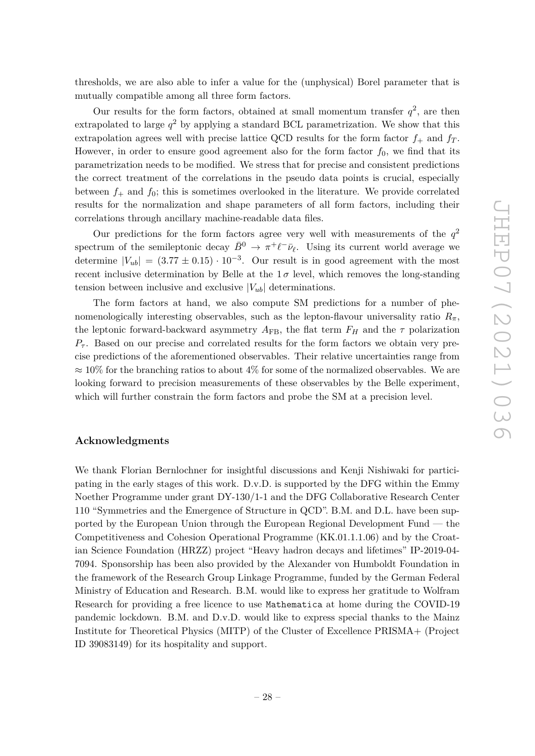thresholds, we are also able to infer a value for the (unphysical) Borel parameter that is mutually compatible among all three form factors.

Our results for the form factors, obtained at small momentum transfer $q^2$, are then extrapolated to large $q^2$ by applying a standard BCL parametrization. We show that this extrapolation agrees well with precise lattice QCD results for the form factor $f_+$ and $f_T$. However, in order to ensure good agreement also for the form factor $f_0$, we find that its parametrization needs to be modified. We stress that for precise and consistent predictions the correct treatment of the correlations in the pseudo data points is crucial, especially between $f_+$ and $f_0$; this is sometimes overlooked in the literature. We provide correlated results for the normalization and shape parameters of all form factors, including their correlations through ancillary machine-readable data files.

Our predictions for the form factors agree very well with measurements of the $q^2$ spectrum of the semileptonic decay $\bar{B}^0 \to \pi^+\ell^-\bar{\nu}_\ell$. Using its current world average we determine $|V_{ub}| = (3.77 \pm 0.15) \cdot 10^{-3}$. Our result is in good agreement with the most recent inclusive determination by Belle at the $1\,\sigma$ level, which removes the long-standing tension between inclusive and exclusive $|V_{ub}|$ determinations.

The form factors at hand, we also compute SM predictions for a number of phenomenologically interesting observables, such as the lepton-flavour universality ratio $R_\pi$, the leptonic forward-backward asymmetry $A_{\mathrm{FB}}$, the flat term $F_H$ and the $\tau$ polarization $P_\tau$. Based on our precise and correlated results for the form factors we obtain very precise predictions of the aforementioned observables. Their relative uncertainties range from $\approx 10\%$ for the branching ratios to about 4% for some of the normalized observables. We are looking forward to precision measurements of these observables by the Belle experiment, which will further constrain the form factors and probe the SM at a precision level.

## Acknowledgments

We thank Florian Bernlochner for insightful discussions and Kenji Nishiwaki for participating in the early stages of this work. D.v.D. is supported by the DFG within the Emmy Noether Programme under grant DY-130/1-1 and the DFG Collaborative Research Center 110 "Symmetries and the Emergence of Structure in QCD". B.M. and D.L. have been supported by the European Union through the European Regional Development Fund — the Competitiveness and Cohesion Operational Programme (KK.01.1.1.06) and by the Croatian Science Foundation (HRZZ) project "Heavy hadron decays and lifetimes" IP-2019-04-7094. Sponsorship has been also provided by the Alexander von Humboldt Foundation in the framework of the Research Group Linkage Programme, funded by the German Federal Ministry of Education and Research. B.M. would like to express her gratitude to Wolfram Research for providing a free licence to use `Mathematica` at home during the COVID-19 pandemic lockdown. B.M. and D.v.D. would like to express special thanks to the Mainz Institute for Theoretical Physics (MITP) of the Cluster of Excellence PRISMA+ (Project ID 39083149) for its hospitality and support.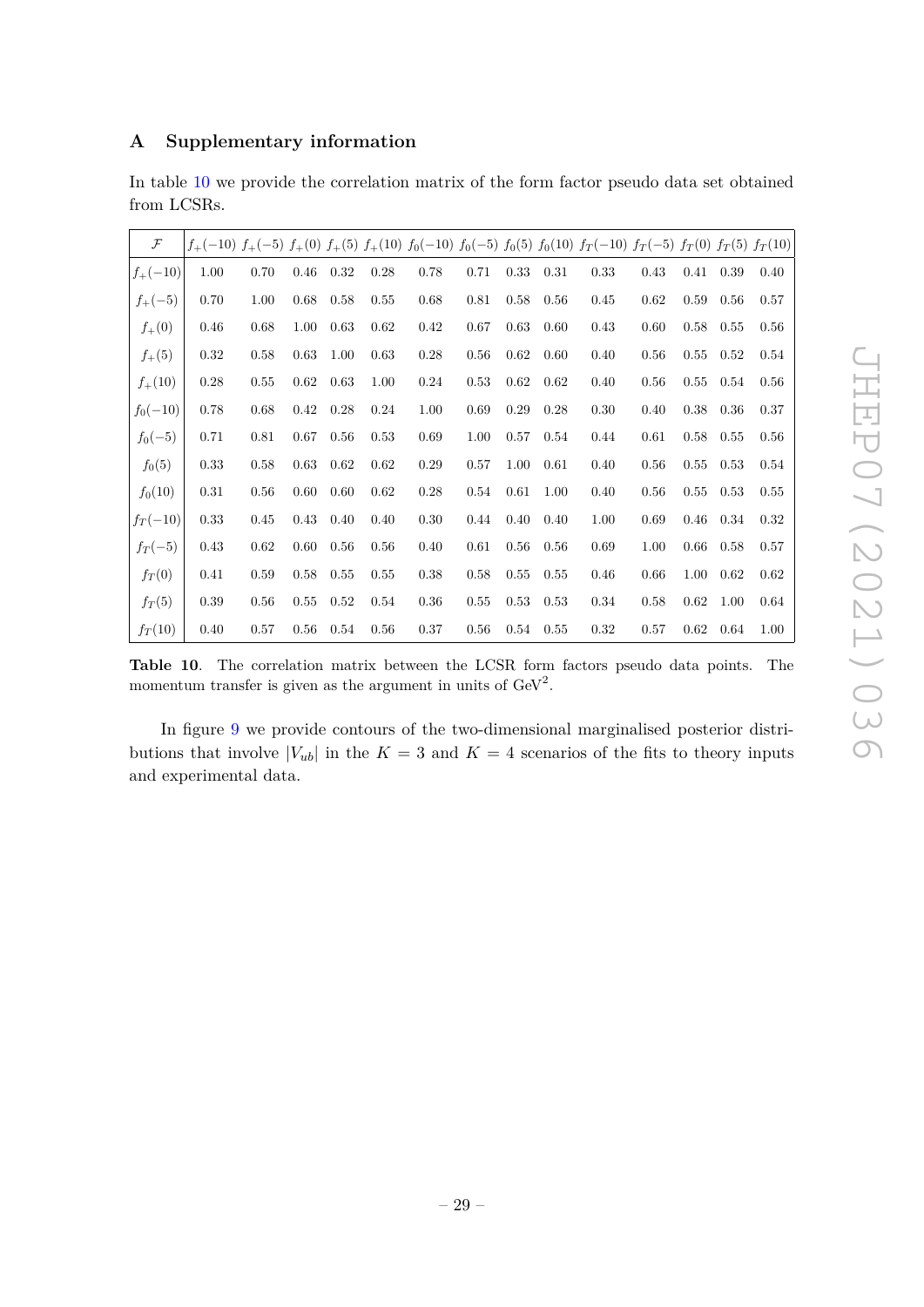## A Supplementary information

In table 10 we provide the correlation matrix of the form factor pseudo data set obtained from LCSRs.

| $\mathcal{F}$ | $f_+(-10)$ | $f_+(-5)$ | $f_+(0)$ | $f_+(5)$ | $f_+(10)$ | $f_0(-10)$ | $f_0(-5)$ | $f_0(5)$ | $f_0(10)$ | $f_T(-10)$ | $f_T(-5)$ | $f_T(0)$ | $f_T(5)$ | $f_T(10)$ |
|---|---|---|---|---|---|---|---|---|---|---|---|---|---|---|
| $f_+(-10)$ | 1.00 | 0.70 | 0.46 | 0.32 | 0.28 | 0.78 | 0.71 | 0.33 | 0.31 | 0.33 | 0.43 | 0.41 | 0.39 | 0.40 |
| $f_+(-5)$ | 0.70 | 1.00 | 0.68 | 0.58 | 0.55 | 0.68 | 0.81 | 0.58 | 0.56 | 0.45 | 0.62 | 0.59 | 0.56 | 0.57 |
| $f_+(0)$ | 0.46 | 0.68 | 1.00 | 0.63 | 0.62 | 0.42 | 0.67 | 0.63 | 0.60 | 0.43 | 0.60 | 0.58 | 0.55 | 0.56 |
| $f_+(5)$ | 0.32 | 0.58 | 0.63 | 1.00 | 0.63 | 0.28 | 0.56 | 0.62 | 0.60 | 0.40 | 0.56 | 0.55 | 0.52 | 0.54 |
| $f_+(10)$ | 0.28 | 0.55 | 0.62 | 0.63 | 1.00 | 0.24 | 0.53 | 0.62 | 0.62 | 0.40 | 0.56 | 0.55 | 0.54 | 0.56 |
| $f_0(-10)$ | 0.78 | 0.68 | 0.42 | 0.28 | 0.24 | 1.00 | 0.69 | 0.29 | 0.28 | 0.30 | 0.40 | 0.38 | 0.36 | 0.37 |
| $f_0(-5)$ | 0.71 | 0.81 | 0.67 | 0.56 | 0.53 | 0.69 | 1.00 | 0.57 | 0.54 | 0.44 | 0.61 | 0.58 | 0.55 | 0.56 |
| $f_0(5)$ | 0.33 | 0.58 | 0.63 | 0.62 | 0.62 | 0.29 | 0.57 | 1.00 | 0.61 | 0.40 | 0.56 | 0.55 | 0.53 | 0.54 |
| $f_0(10)$ | 0.31 | 0.56 | 0.60 | 0.60 | 0.62 | 0.28 | 0.54 | 0.61 | 1.00 | 0.40 | 0.56 | 0.55 | 0.53 | 0.55 |
| $f_T(-10)$ | 0.33 | 0.45 | 0.43 | 0.40 | 0.40 | 0.30 | 0.44 | 0.40 | 0.40 | 1.00 | 0.69 | 0.46 | 0.34 | 0.32 |
| $f_T(-5)$ | 0.43 | 0.62 | 0.60 | 0.56 | 0.56 | 0.40 | 0.61 | 0.56 | 0.56 | 0.69 | 1.00 | 0.66 | 0.58 | 0.57 |
| $f_T(0)$ | 0.41 | 0.59 | 0.58 | 0.55 | 0.55 | 0.38 | 0.58 | 0.55 | 0.55 | 0.46 | 0.66 | 1.00 | 0.62 | 0.62 |
| $f_T(5)$ | 0.39 | 0.56 | 0.55 | 0.52 | 0.54 | 0.36 | 0.55 | 0.53 | 0.53 | 0.34 | 0.58 | 0.62 | 1.00 | 0.64 |
| $f_T(10)$ | 0.40 | 0.57 | 0.56 | 0.54 | 0.56 | 0.37 | 0.56 | 0.54 | 0.55 | 0.32 | 0.57 | 0.62 | 0.64 | 1.00 |

**Table 10**. The correlation matrix between the LCSR form factors pseudo data points. The momentum transfer is given as the argument in units of $\text{GeV}^2$.

In figure 9 we provide contours of the two-dimensional marginalised posterior distributions that involve $|V_{ub}|$ in the $K = 3$ and $K = 4$ scenarios of the fits to theory inputs and experimental data.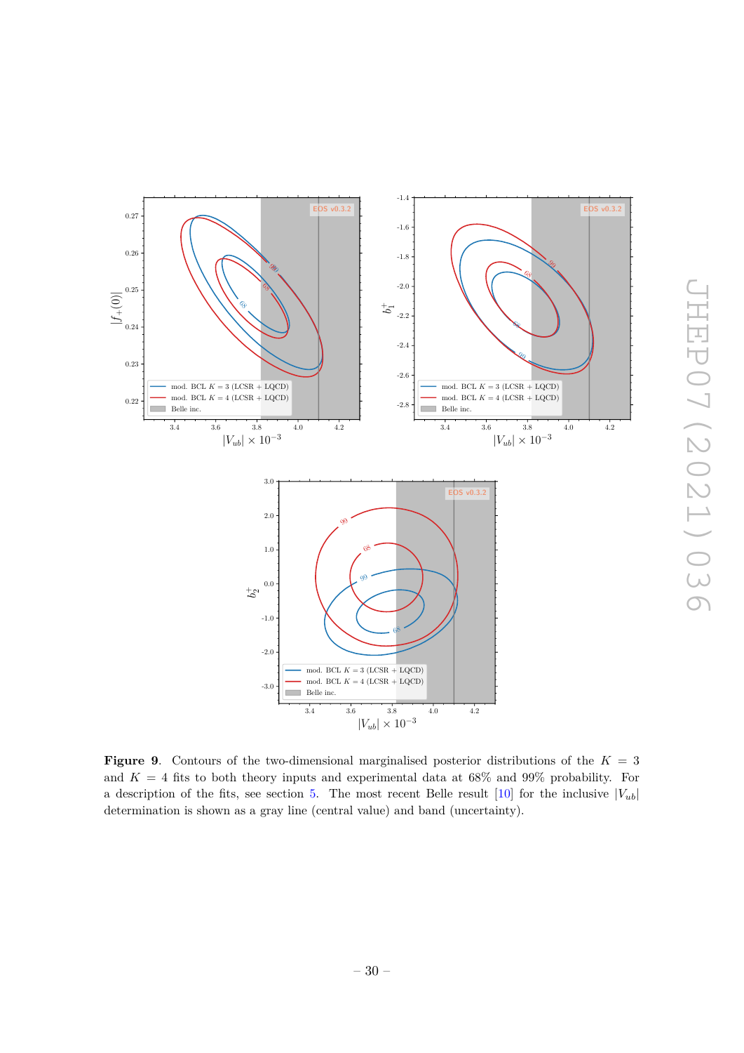**Figure 9**. Contours of the two-dimensional marginalised posterior distributions of the $K = 3$ and $K = 4$ fits to both theory inputs and experimental data at 68% and 99% probability. For a description of the fits, see section 5. The most recent Belle result [10] for the inclusive $|V_{ub}|$ determination is shown as a gray line (central value) and band (uncertainty).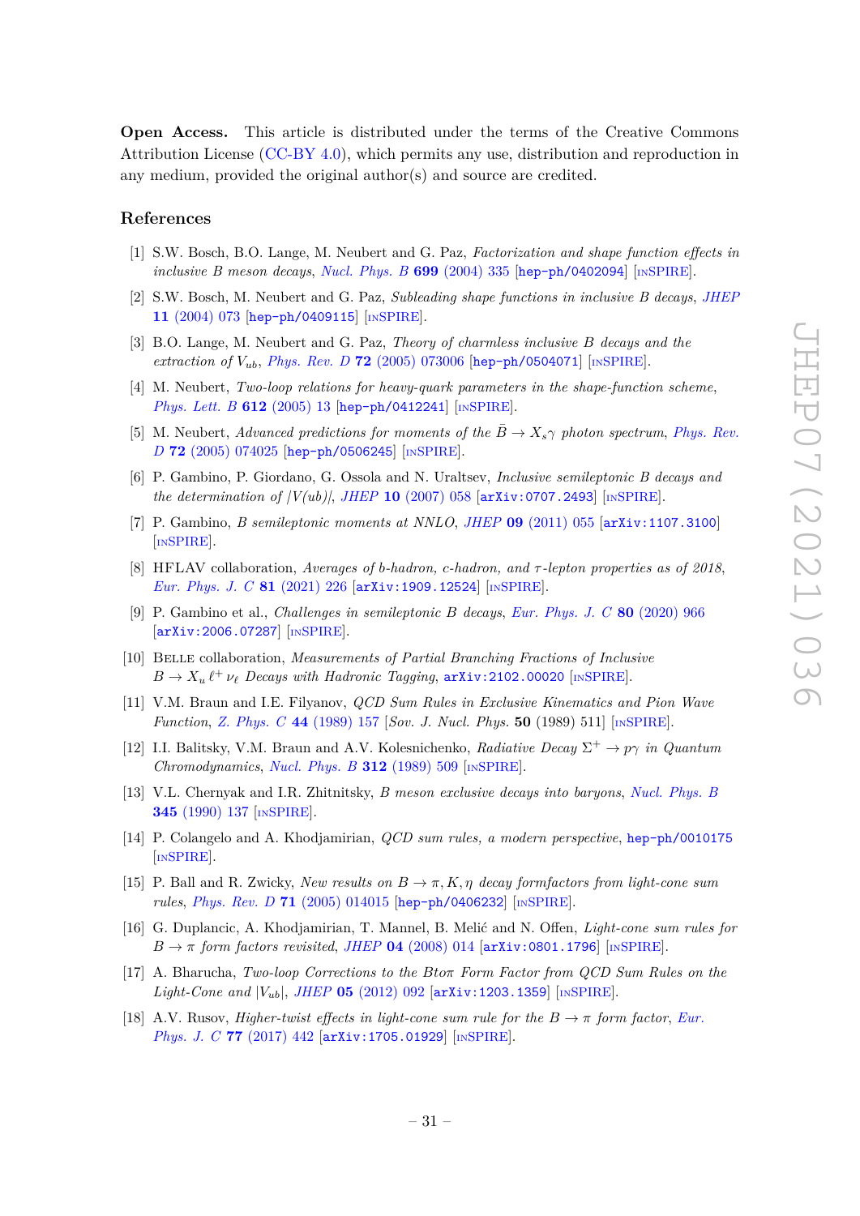**Open Access.** This article is distributed under the terms of the Creative Commons Attribution License (CC-BY 4.0), which permits any use, distribution and reproduction in any medium, provided the original author(s) and source are credited.

## References

[1] S.W. Bosch, B.O. Lange, M. Neubert and G. Paz, *Factorization and shape function effects in inclusive B meson decays*, Nucl. Phys. B **699** (2004) 335 [hep-ph/0402094] [INSPIRE].

[2] S.W. Bosch, M. Neubert and G. Paz, *Subleading shape functions in inclusive B decays*, JHEP **11** (2004) 073 [hep-ph/0409115] [INSPIRE].

[3] B.O. Lange, M. Neubert and G. Paz, *Theory of charmless inclusive B decays and the extraction of $V_{ub}$*, Phys. Rev. D **72** (2005) 073006 [hep-ph/0504071] [INSPIRE].

[4] M. Neubert, *Two-loop relations for heavy-quark parameters in the shape-function scheme*, Phys. Lett. B **612** (2005) 13 [hep-ph/0412241] [INSPIRE].

[5] M. Neubert, *Advanced predictions for moments of the $\bar{B} \to X_s \gamma$ photon spectrum*, Phys. Rev. D **72** (2005) 074025 [hep-ph/0506245] [INSPIRE].

[6] P. Gambino, P. Giordano, G. Ossola and N. Uraltsev, *Inclusive semileptonic B decays and the determination of $|V(ub)|$*, JHEP **10** (2007) 058 [arXiv:0707.2493] [INSPIRE].

[7] P. Gambino, *B semileptonic moments at NNLO*, JHEP **09** (2011) 055 [arXiv:1107.3100] [INSPIRE].

[8] HFLAV collaboration, *Averages of b-hadron, c-hadron, and τ-lepton properties as of 2018*, Eur. Phys. J. C **81** (2021) 226 [arXiv:1909.12524] [INSPIRE].

[9] P. Gambino et al., *Challenges in semileptonic B decays*, Eur. Phys. J. C **80** (2020) 966 [arXiv:2006.07287] [INSPIRE].

[10] Belle collaboration, *Measurements of Partial Branching Fractions of Inclusive $B \to X_u \ell^+ \nu_\ell$ Decays with Hadronic Tagging*, arXiv:2102.00020 [INSPIRE].

[11] V.M. Braun and I.E. Filyanov, *QCD Sum Rules in Exclusive Kinematics and Pion Wave Function*, Z. Phys. C **44** (1989) 157 [*Sov. J. Nucl. Phys.* **50** (1989) 511] [INSPIRE].

[12] I.I. Balitsky, V.M. Braun and A.V. Kolesnichenko, *Radiative Decay $\Sigma^+ \to p\gamma$ in Quantum Chromodynamics*, Nucl. Phys. B **312** (1989) 509 [INSPIRE].

[13] V.L. Chernyak and I.R. Zhitnitsky, *B meson exclusive decays into baryons*, Nucl. Phys. B **345** (1990) 137 [INSPIRE].

[14] P. Colangelo and A. Khodjamirian, *QCD sum rules, a modern perspective*, hep-ph/0010175 [INSPIRE].

[15] P. Ball and R. Zwicky, *New results on $B \to \pi, K, \eta$ decay formfactors from light-cone sum rules*, Phys. Rev. D **71** (2005) 014015 [hep-ph/0406232] [INSPIRE].

[16] G. Duplancic, A. Khodjamirian, T. Mannel, B. Melić and N. Offen, *Light-cone sum rules for $B \to \pi$ form factors revisited*, JHEP **04** (2008) 014 [arXiv:0801.1796] [INSPIRE].

[17] A. Bharucha, *Two-loop Corrections to the Btoπ Form Factor from QCD Sum Rules on the Light-Cone and $|V_{ub}|$*, JHEP **05** (2012) 092 [arXiv:1203.1359] [INSPIRE].

[18] A.V. Rusov, *Higher-twist effects in light-cone sum rule for the $B \to \pi$ form factor*, Eur. Phys. J. C **77** (2017) 442 [arXiv:1705.01929] [INSPIRE].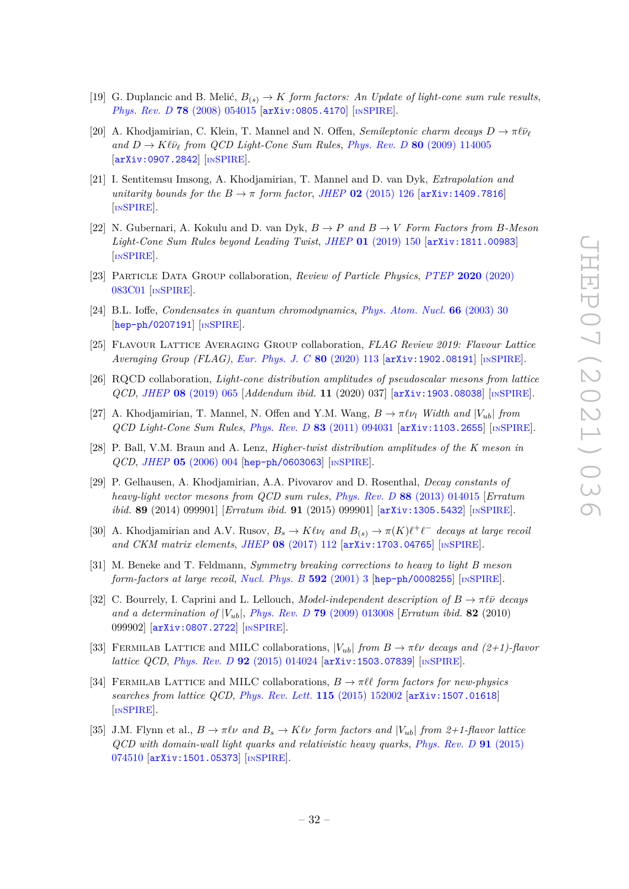[19] G. Duplancic and B. Melić, $B_{(s)} \to K$ *form factors: An Update of light-cone sum rule results*, *Phys. Rev. D* **78** (2008) 054015 [arXiv:0805.4170] [INSPIRE].

[20] A. Khodjamirian, C. Klein, T. Mannel and N. Offen, *Semileptonic charm decays $D \to \pi \ell \bar{\nu}_\ell$ and $D \to K \ell \bar{\nu}_\ell$ from QCD Light-Cone Sum Rules*, *Phys. Rev. D* **80** (2009) 114005 [arXiv:0907.2842] [INSPIRE].

[21] I. Sentitemsu Imsong, A. Khodjamirian, T. Mannel and D. van Dyk, *Extrapolation and unitarity bounds for the $B \to \pi$ form factor*, *JHEP* **02** (2015) 126 [arXiv:1409.7816] [INSPIRE].

[22] N. Gubernari, A. Kokulu and D. van Dyk, *$B \to P$ and $B \to V$ Form Factors from B-Meson Light-Cone Sum Rules beyond Leading Twist*, *JHEP* **01** (2019) 150 [arXiv:1811.00983] [INSPIRE].

[23] Particle Data Group collaboration, *Review of Particle Physics*, *PTEP* **2020** (2020) 083C01 [INSPIRE].

[24] B.L. Ioffe, *Condensates in quantum chromodynamics*, *Phys. Atom. Nucl.* **66** (2003) 30 [hep-ph/0207191] [INSPIRE].

[25] Flavour Lattice Averaging Group collaboration, *FLAG Review 2019: Flavour Lattice Averaging Group (FLAG)*, *Eur. Phys. J. C* **80** (2020) 113 [arXiv:1902.08191] [INSPIRE].

[26] RQCD collaboration, *Light-cone distribution amplitudes of pseudoscalar mesons from lattice QCD*, *JHEP* **08** (2019) 065 [*Addendum ibid.* **11** (2020) 037] [arXiv:1903.08038] [INSPIRE].

[27] A. Khodjamirian, T. Mannel, N. Offen and Y.M. Wang, *$B \to \pi \ell \nu_l$ Width and $|V_{ub}|$ from QCD Light-Cone Sum Rules*, *Phys. Rev. D* **83** (2011) 094031 [arXiv:1103.2655] [INSPIRE].

[28] P. Ball, V.M. Braun and A. Lenz, *Higher-twist distribution amplitudes of the K meson in QCD*, *JHEP* **05** (2006) 004 [hep-ph/0603063] [INSPIRE].

[29] P. Gelhausen, A. Khodjamirian, A.A. Pivovarov and D. Rosenthal, *Decay constants of heavy-light vector mesons from QCD sum rules*, *Phys. Rev. D* **88** (2013) 014015 [*Erratum ibid.* **89** (2014) 099901] [*Erratum ibid.* **91** (2015) 099901] [arXiv:1305.5432] [INSPIRE].

[30] A. Khodjamirian and A.V. Rusov, *$B_s \to K \ell \nu_\ell$ and $B_{(s)} \to \pi(K)\ell^+\ell^-$ decays at large recoil and CKM matrix elements*, *JHEP* **08** (2017) 112 [arXiv:1703.04765] [INSPIRE].

[31] M. Beneke and T. Feldmann, *Symmetry breaking corrections to heavy to light B meson form-factors at large recoil*, *Nucl. Phys. B* **592** (2001) 3 [hep-ph/0008255] [INSPIRE].

[32] C. Bourrely, I. Caprini and L. Lellouch, *Model-independent description of $B \to \pi \ell \bar{\nu}$ decays and a determination of $|V_{ub}|$*, *Phys. Rev. D* **79** (2009) 013008 [*Erratum ibid.* **82** (2010) 099902] [arXiv:0807.2722] [INSPIRE].

[33] Fermilab Lattice and MILC collaborations, *$|V_{ub}|$ from $B \to \pi \ell \nu$ decays and (2+1)-flavor lattice QCD*, *Phys. Rev. D* **92** (2015) 014024 [arXiv:1503.07839] [INSPIRE].

[34] Fermilab Lattice and MILC collaborations, *$B \to \pi \ell \ell$ form factors for new-physics searches from lattice QCD*, *Phys. Rev. Lett.* **115** (2015) 152002 [arXiv:1507.01618] [INSPIRE].

[35] J.M. Flynn et al., *$B \to \pi \ell \nu$ and $B_s \to K \ell \nu$ form factors and $|V_{ub}|$ from 2+1-flavor lattice QCD with domain-wall light quarks and relativistic heavy quarks*, *Phys. Rev. D* **91** (2015) 074510 [arXiv:1501.05373] [INSPIRE].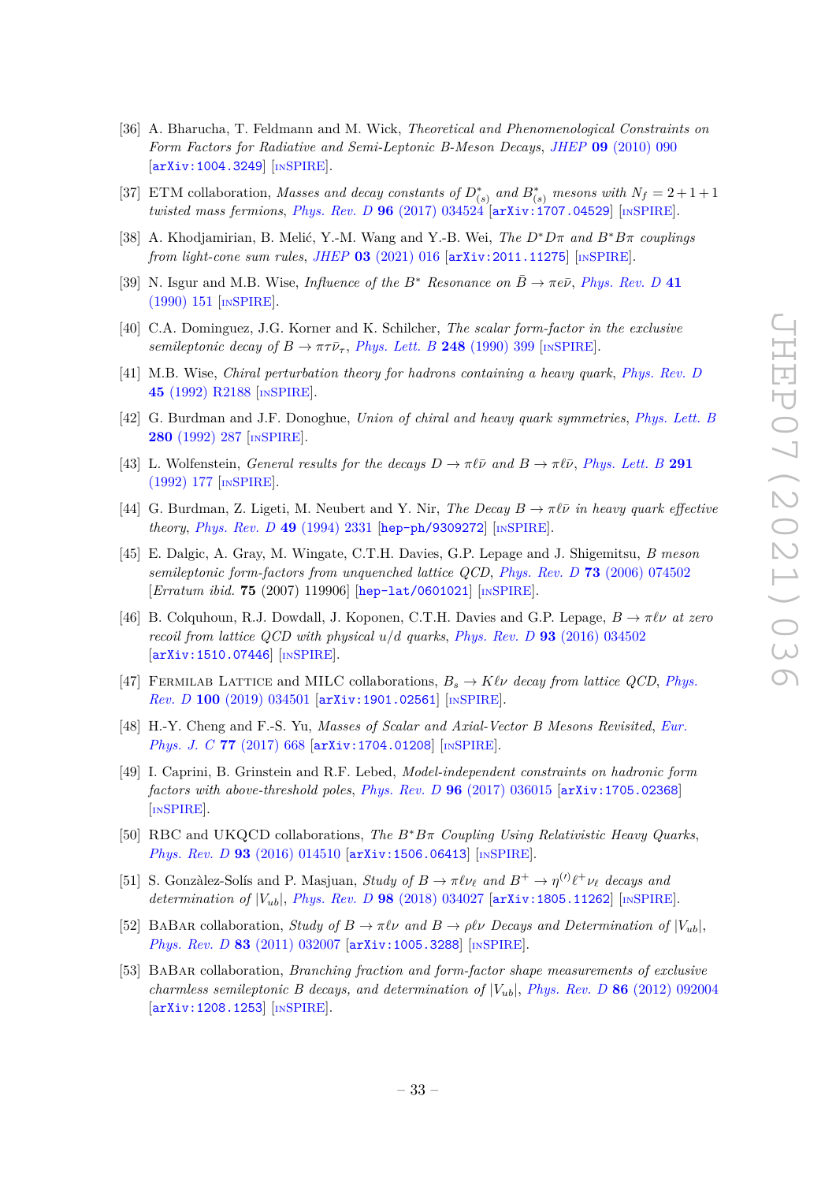[36] A. Bharucha, T. Feldmann and M. Wick, *Theoretical and Phenomenological Constraints on Form Factors for Radiative and Semi-Leptonic B-Meson Decays*, *JHEP* **09** (2010) 090 [arXiv:1004.3249] [INSPIRE].

[37] ETM collaboration, *Masses and decay constants of $D^*_{(s)}$ and $B^*_{(s)}$ mesons with $N_f = 2+1+1$ twisted mass fermions*, *Phys. Rev. D* **96** (2017) 034524 [arXiv:1707.04529] [INSPIRE].

[38] A. Khodjamirian, B. Melić, Y.-M. Wang and Y.-B. Wei, *The $D^*D\pi$ and $B^*B\pi$ couplings from light-cone sum rules*, *JHEP* **03** (2021) 016 [arXiv:2011.11275] [INSPIRE].

[39] N. Isgur and M.B. Wise, *Influence of the $B^*$ Resonance on $\bar{B} \to \pi e \bar{\nu}$*, *Phys. Rev. D* **41** (1990) 151 [INSPIRE].

[40] C.A. Dominguez, J.G. Korner and K. Schilcher, *The scalar form-factor in the exclusive semileptonic decay of $B \to \pi \tau \bar{\nu}_\tau$*, *Phys. Lett. B* **248** (1990) 399 [INSPIRE].

[41] M.B. Wise, *Chiral perturbation theory for hadrons containing a heavy quark*, *Phys. Rev. D* **45** (1992) R2188 [INSPIRE].

[42] G. Burdman and J.F. Donoghue, *Union of chiral and heavy quark symmetries*, *Phys. Lett. B* **280** (1992) 287 [INSPIRE].

[43] L. Wolfenstein, *General results for the decays $D \to \pi \ell \bar{\nu}$ and $B \to \pi \ell \bar{\nu}$*, *Phys. Lett. B* **291** (1992) 177 [INSPIRE].

[44] G. Burdman, Z. Ligeti, M. Neubert and Y. Nir, *The Decay $B \to \pi \ell \bar{\nu}$ in heavy quark effective theory*, *Phys. Rev. D* **49** (1994) 2331 [hep-ph/9309272] [INSPIRE].

[45] E. Dalgic, A. Gray, M. Wingate, C.T.H. Davies, G.P. Lepage and J. Shigemitsu, *B meson semileptonic form-factors from unquenched lattice QCD*, *Phys. Rev. D* **73** (2006) 074502 [*Erratum ibid.* **75** (2007) 119906] [hep-lat/0601021] [INSPIRE].

[46] B. Colquhoun, R.J. Dowdall, J. Koponen, C.T.H. Davies and G.P. Lepage, *$B \to \pi \ell \nu$ at zero recoil from lattice QCD with physical u/d quarks*, *Phys. Rev. D* **93** (2016) 034502 [arXiv:1510.07446] [INSPIRE].

[47] Fermilab Lattice and MILC collaborations, *$B_s \to K \ell \nu$ decay from lattice QCD*, *Phys. Rev. D* **100** (2019) 034501 [arXiv:1901.02561] [INSPIRE].

[48] H.-Y. Cheng and F.-S. Yu, *Masses of Scalar and Axial-Vector B Mesons Revisited*, *Eur. Phys. J. C* **77** (2017) 668 [arXiv:1704.01208] [INSPIRE].

[49] I. Caprini, B. Grinstein and R.F. Lebed, *Model-independent constraints on hadronic form factors with above-threshold poles*, *Phys. Rev. D* **96** (2017) 036015 [arXiv:1705.02368] [INSPIRE].

[50] RBC and UKQCD collaborations, *The $B^*B\pi$ Coupling Using Relativistic Heavy Quarks*, *Phys. Rev. D* **93** (2016) 014510 [arXiv:1506.06413] [INSPIRE].

[51] S. Gonzàlez-Solís and P. Masjuan, *Study of $B \to \pi \ell \nu_\ell$ and $B^+ \to \eta^{(\prime)} \ell^+ \nu_\ell$ decays and determination of $|V_{ub}|$*, *Phys. Rev. D* **98** (2018) 034027 [arXiv:1805.11262] [INSPIRE].

[52] BaBar collaboration, *Study of $B \to \pi \ell \nu$ and $B \to \rho \ell \nu$ Decays and Determination of $|V_{ub}|$*, *Phys. Rev. D* **83** (2011) 032007 [arXiv:1005.3288] [INSPIRE].

[53] BaBar collaboration, *Branching fraction and form-factor shape measurements of exclusive charmless semileptonic B decays, and determination of $|V_{ub}|$*, *Phys. Rev. D* **86** (2012) 092004 [arXiv:1208.1253] [INSPIRE].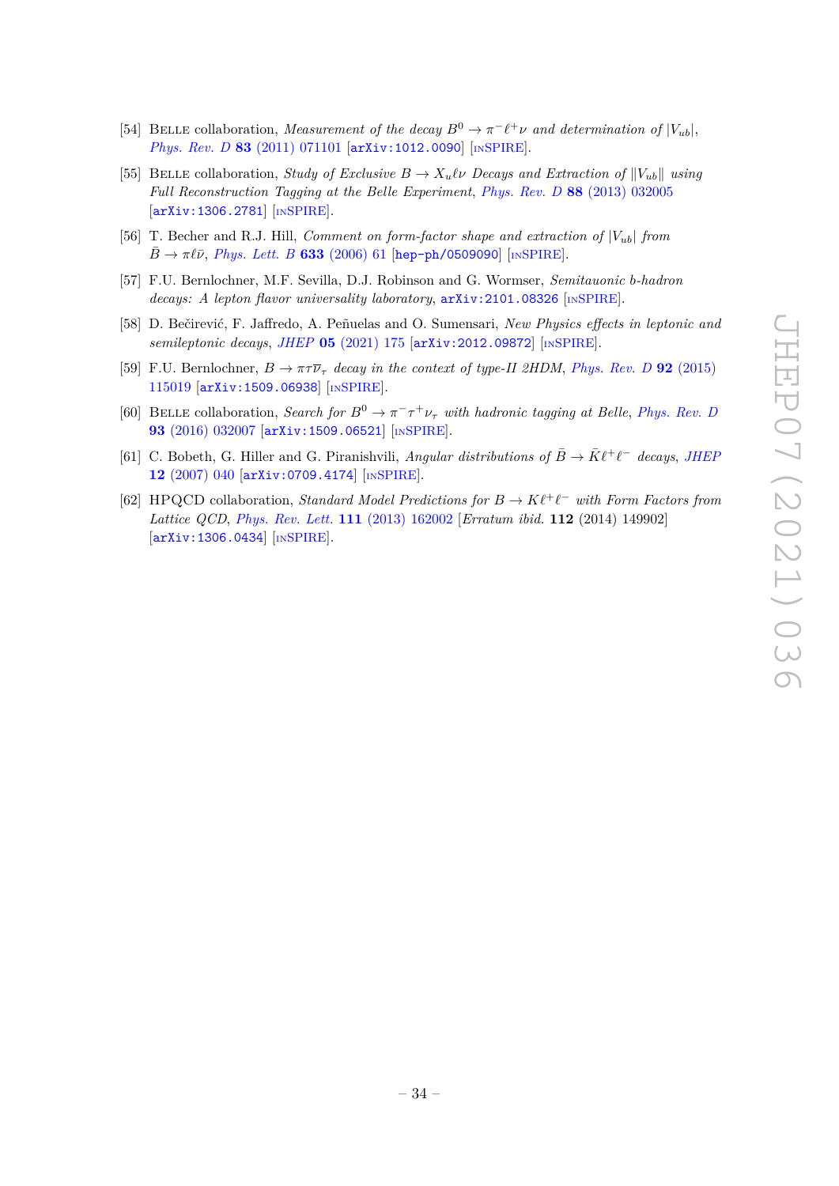[54] Belle collaboration, *Measurement of the decay $B^0 \to \pi^- \ell^+ \nu$ and determination of $|V_{ub}|$*, *Phys. Rev. D* **83** (2011) 071101 [arXiv:1012.0090] [INSPIRE].

[55] Belle collaboration, *Study of Exclusive $B \to X_u \ell \nu$ Decays and Extraction of $\|V_{ub}\|$ using Full Reconstruction Tagging at the Belle Experiment*, *Phys. Rev. D* **88** (2013) 032005 [arXiv:1306.2781] [INSPIRE].

[56] T. Becher and R.J. Hill, *Comment on form-factor shape and extraction of $|V_{ub}|$ from $\bar{B} \to \pi \ell \bar{\nu}$*, *Phys. Lett. B* **633** (2006) 61 [hep-ph/0509090] [INSPIRE].

[57] F.U. Bernlochner, M.F. Sevilla, D.J. Robinson and G. Wormser, *Semitauonic b-hadron decays: A lepton flavor universality laboratory*, arXiv:2101.08326 [INSPIRE].

[58] D. Bečirević, F. Jaffredo, A. Peñuelas and O. Sumensari, *New Physics effects in leptonic and semileptonic decays*, *JHEP* **05** (2021) 175 [arXiv:2012.09872] [INSPIRE].

[59] F.U. Bernlochner, *$B \to \pi \tau \overline{\nu}_\tau$ decay in the context of type-II 2HDM*, *Phys. Rev. D* **92** (2015) 115019 [arXiv:1509.06938] [INSPIRE].

[60] Belle collaboration, *Search for $B^0 \to \pi^- \tau^+ \nu_\tau$ with hadronic tagging at Belle*, *Phys. Rev. D* **93** (2016) 032007 [arXiv:1509.06521] [INSPIRE].

[61] C. Bobeth, G. Hiller and G. Piranishvili, *Angular distributions of $\bar{B} \to \bar{K} \ell^+ \ell^-$ decays*, *JHEP* **12** (2007) 040 [arXiv:0709.4174] [INSPIRE].

[62] HPQCD collaboration, *Standard Model Predictions for $B \to K \ell^+ \ell^-$ with Form Factors from Lattice QCD*, *Phys. Rev. Lett.* **111** (2013) 162002 [*Erratum ibid.* **112** (2014) 149902] [arXiv:1306.0434] [INSPIRE].